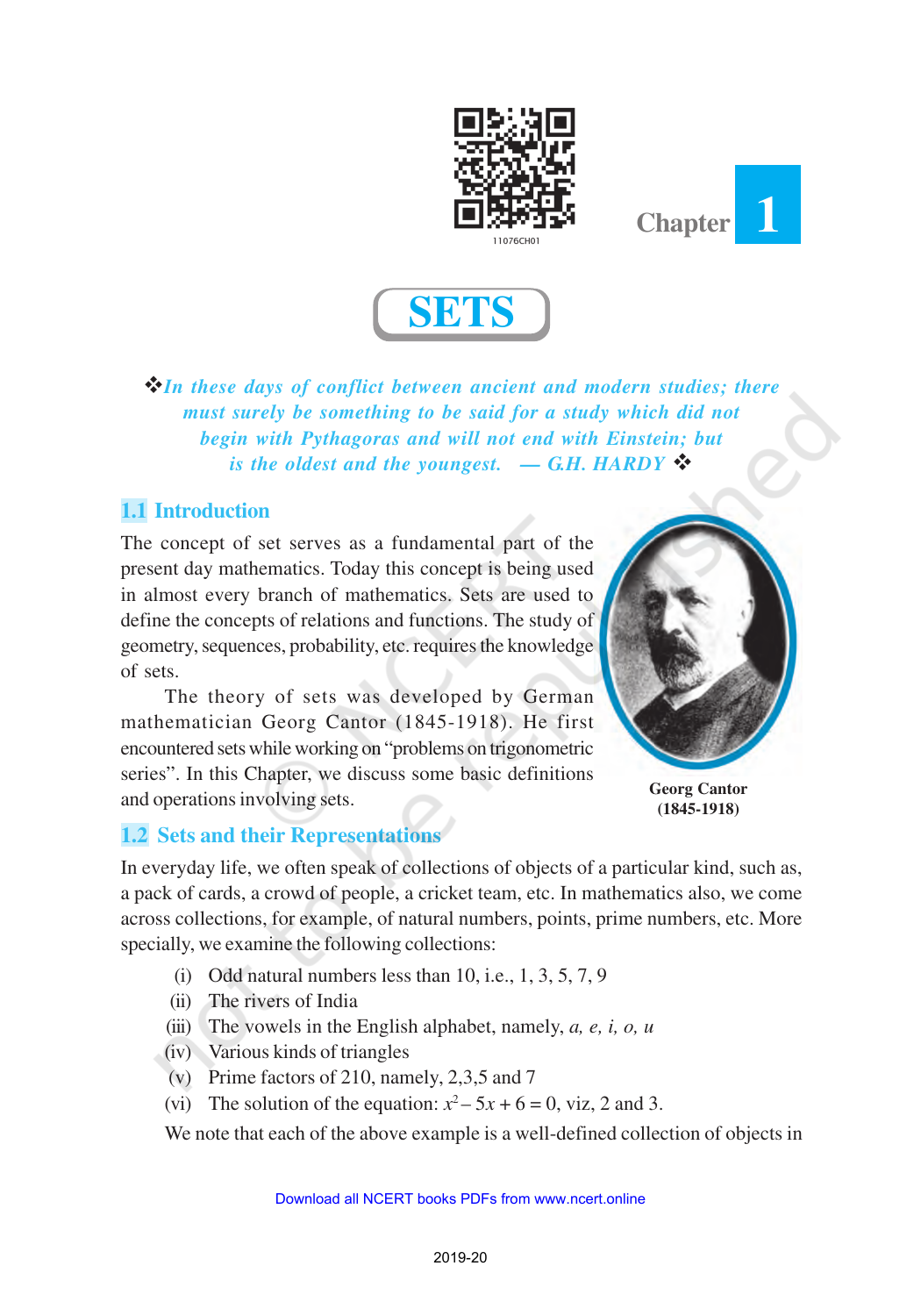Chapter 1

# SETS

❖*In these days of conflict between ancient and modern studies; there must surely be something to be said for a study which did not begin with Pythagoras and will not end with Einstein; but is the oldest and the youngest.* — *G.H. HARDY* ❖

## 1.1 Introduction

The concept of set serves as a fundamental part of the present day mathematics. Today this concept is being used in almost every branch of mathematics. Sets are used to define the concepts of relations and functions. The study of geometry, sequences, probability, etc. requires the knowledge of sets.

The theory of sets was developed by German mathematician Georg Cantor (1845-1918). He first encountered sets while working on "problems on trigonometric series". In this Chapter, we discuss some basic definitions and operations involving sets.

**Georg Cantor (1845-1918)**

## 1.2 Sets and their Representations

In everyday life, we often speak of collections of objects of a particular kind, such as, a pack of cards, a crowd of people, a cricket team, etc. In mathematics also, we come across collections, for example, of natural numbers, points, prime numbers, etc. More specially, we examine the following collections:

(i) Odd natural numbers less than 10, i.e., 1, 3, 5, 7, 9

(ii) The rivers of India

(iii) The vowels in the English alphabet, namely, *a, e, i, o, u*

(iv) Various kinds of triangles

(v) Prime factors of 210, namely, 2,3,5 and 7

(vi) The solution of the equation: $x^2 - 5x + 6 = 0$, viz, 2 and 3.

We note that each of the above example is a well-defined collection of objects in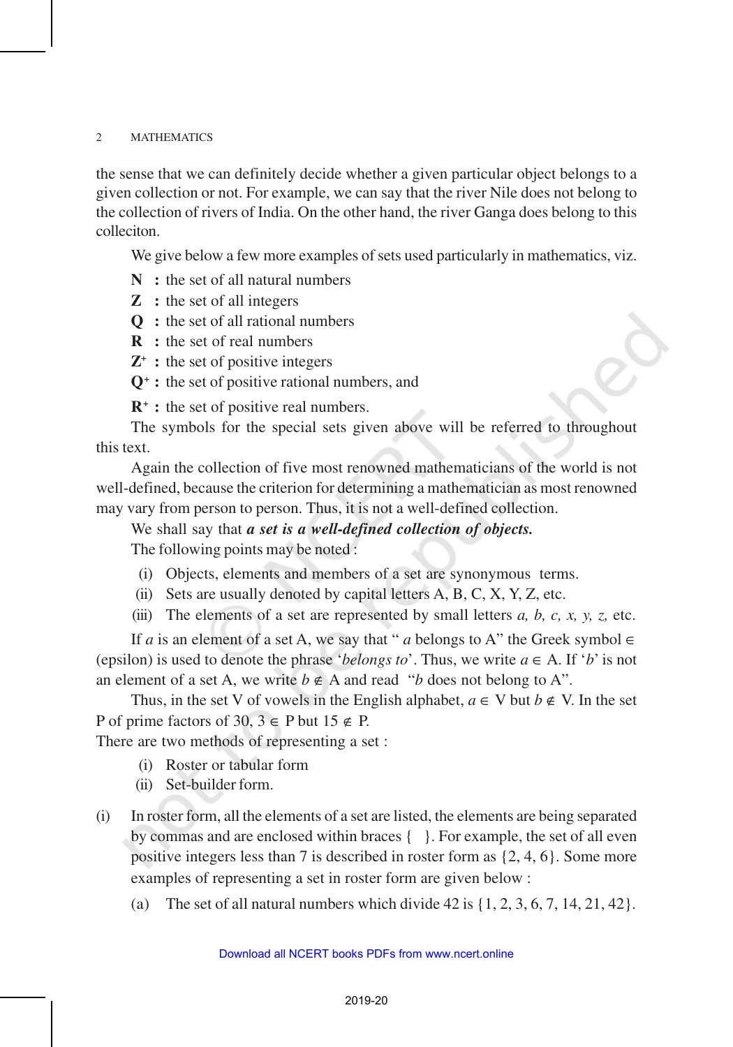the sense that we can definitely decide whether a given particular object belongs to a given collection or not. For example, we can say that the river Nile does not belong to the collection of rivers of India. On the other hand, the river Ganga does belong to this colleciton.

We give below a few more examples of sets used particularly in mathematics, viz.

**N** : the set of all natural numbers

**Z** : the set of all integers

**Q** : the set of all rational numbers

**R** : the set of real numbers

$\mathbf{Z}^+$ : the set of positive integers

$\mathbf{Q}^+$ : the set of positive rational numbers, and

$\mathbf{R}^+$ : the set of positive real numbers.

The symbols for the special sets given above will be referred to throughout this text.

Again the collection of five most renowned mathematicians of the world is not well-defined, because the criterion for determining a mathematician as most renowned may vary from person to person. Thus, it is not a well-defined collection.

We shall say that ***a set is a well-defined collection of objects.***

The following points may be noted :

(i) Objects, elements and members of a set are synonymous terms.

(ii) Sets are usually denoted by capital letters A, B, C, X, Y, Z, etc.

(iii) The elements of a set are represented by small letters $a, b, c, x, y, z,$ etc.

If $a$ is an element of a set A, we say that " $a$ belongs to A" the Greek symbol $\in$ (epsilon) is used to denote the phrase '*belongs to*'. Thus, we write $a \in$ A. If '$b$' is not an element of a set A, we write $b \notin$ A and read "$b$ does not belong to A".

Thus, in the set V of vowels in the English alphabet, $a \in$ V but $b \notin$ V. In the set P of prime factors of 30, $3 \in$ P but $15 \notin$ P.

There are two methods of representing a set :

(i) Roster or tabular form

(ii) Set-builder form.

(i) In roster form, all the elements of a set are listed, the elements are being separated by commas and are enclosed within braces { }. For example, the set of all even positive integers less than 7 is described in roster form as {2, 4, 6}. Some more examples of representing a set in roster form are given below :

(a) The set of all natural numbers which divide 42 is {1, 2, 3, 6, 7, 14, 21, 42}.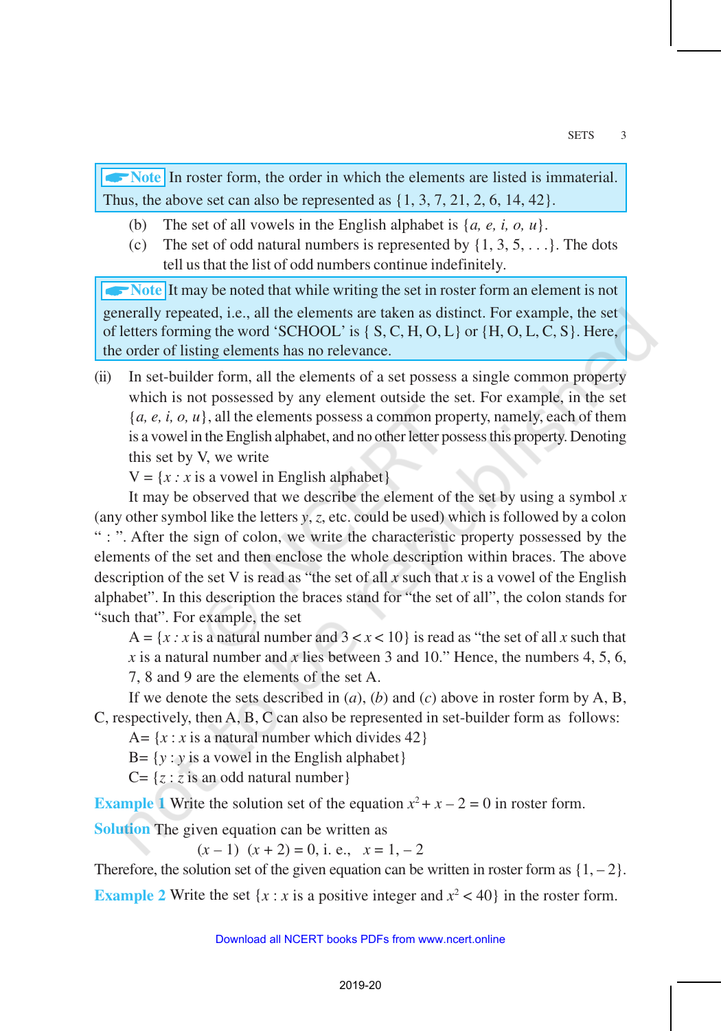**Note** In roster form, the order in which the elements are listed is immaterial. Thus, the above set can also be represented as {1, 3, 7, 21, 2, 6, 14, 42}.

(b) The set of all vowels in the English alphabet is {*a, e, i, o, u*}.

(c) The set of odd natural numbers is represented by {1, 3, 5, . . .}. The dots tell us that the list of odd numbers continue indefinitely.

**Note** It may be noted that while writing the set in roster form an element is not generally repeated, i.e., all the elements are taken as distinct. For example, the set of letters forming the word 'SCHOOL' is { S, C, H, O, L} or {H, O, L, C, S}. Here, the order of listing elements has no relevance.

(ii) In set-builder form, all the elements of a set possess a single common property which is not possessed by any element outside the set. For example, in the set {*a, e, i, o, u*}, all the elements possess a common property, namely, each of them is a vowel in the English alphabet, and no other letter possess this property. Denoting this set by V, we write

V = {$x$ : $x$ is a vowel in English alphabet}

It may be observed that we describe the element of the set by using a symbol $x$ (any other symbol like the letters $y$, $z$, etc. could be used) which is followed by a colon " : ". After the sign of colon, we write the characteristic property possessed by the elements of the set and then enclose the whole description within braces. The above description of the set V is read as "the set of all $x$ such that $x$ is a vowel of the English alphabet". In this description the braces stand for "the set of all", the colon stands for "such that". For example, the set

A = {$x$ : $x$ is a natural number and $3 < x < 10$} is read as "the set of all $x$ such that $x$ is a natural number and $x$ lies between 3 and 10." Hence, the numbers 4, 5, 6, 7, 8 and 9 are the elements of the set A.

If we denote the sets described in (*a*), (*b*) and (*c*) above in roster form by A, B, C, respectively, then A, B, C can also be represented in set-builder form as follows:

A= {$x$ : $x$ is a natural number which divides 42}

B= {$y$ : $y$ is a vowel in the English alphabet}

C= {$z$ : $z$ is an odd natural number}

**Example 1** Write the solution set of the equation $x^2 + x - 2 = 0$ in roster form.

**Solution** The given equation can be written as

$$(x - 1)\ (x + 2) = 0, \text{ i. e., } \quad x = 1, -2$$

Therefore, the solution set of the given equation can be written in roster form as {1, – 2}.

**Example 2** Write the set {$x$ : $x$ is a positive integer and $x^2 < 40$} in the roster form.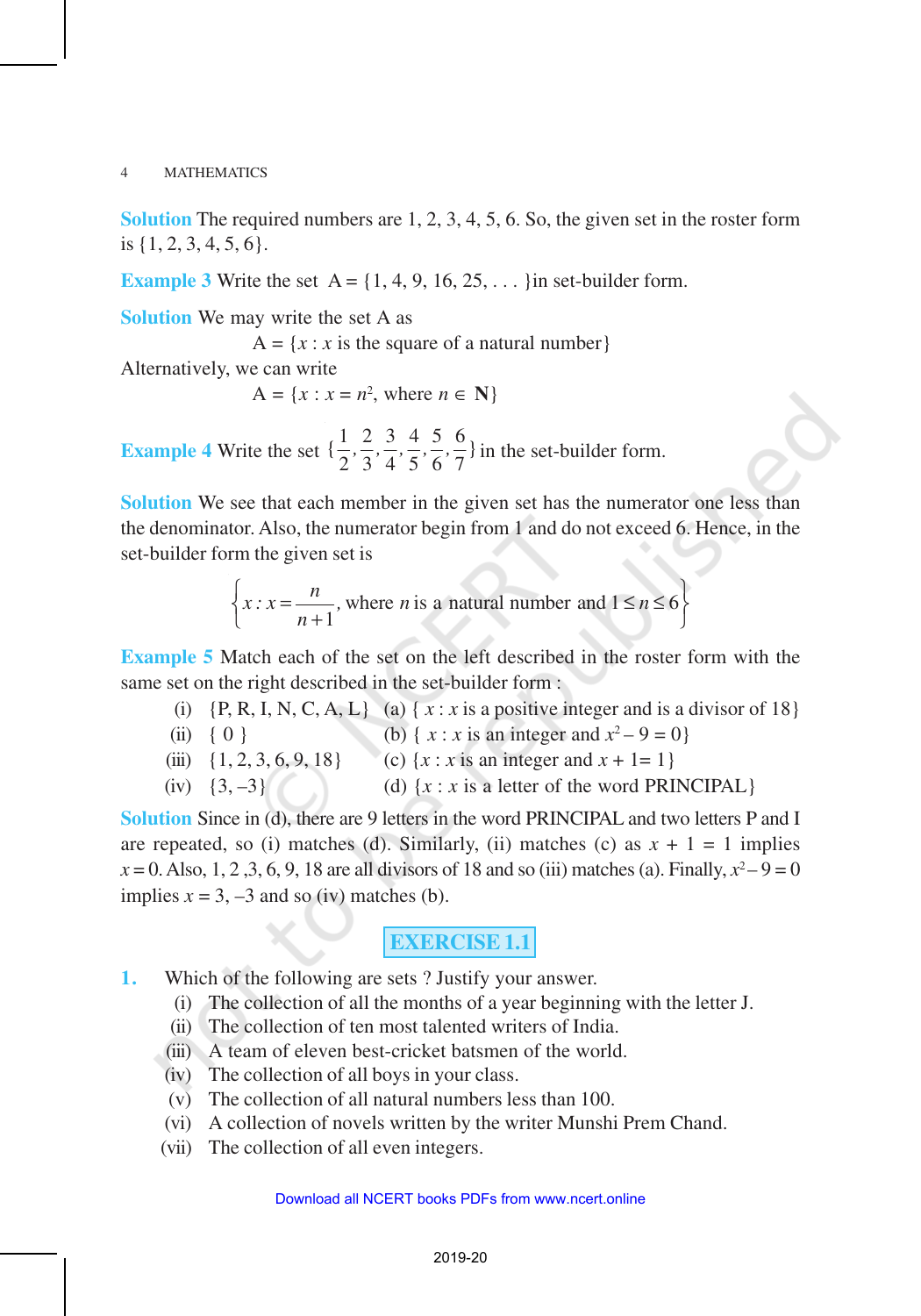**Solution** The required numbers are 1, 2, 3, 4, 5, 6. So, the given set in the roster form is {1, 2, 3, 4, 5, 6}.

**Example 3** Write the set A = {1, 4, 9, 16, 25, . . . }in set-builder form.

**Solution** We may write the set A as

A = {$x$ : $x$ is the square of a natural number}

Alternatively, we can write

A = {$x$ : $x = n^2$, where $n \in$ **N**}

**Example 4** Write the set $\{\frac{1}{2}, \frac{2}{3}, \frac{3}{4}, \frac{4}{5}, \frac{5}{6}, \frac{6}{7}\}$ in the set-builder form.

**Solution** We see that each member in the given set has the numerator one less than the denominator. Also, the numerator begin from 1 and do not exceed 6. Hence, in the set-builder form the given set is

$$\left\{x : x = \frac{n}{n+1}, \text{ where } n \text{ is a natural number and } 1 \le n \le 6\right\}$$

**Example 5** Match each of the set on the left described in the roster form with the same set on the right described in the set-builder form :

(i) {P, R, I, N, C, A, L} (a) { $x$ : $x$ is a positive integer and is a divisor of 18}

(ii) { 0 } (b) { $x$ : $x$ is an integer and $x^2 - 9 = 0$}

(iii) {1, 2, 3, 6, 9, 18} (c) {$x$ : $x$ is an integer and $x + 1 = 1$}

(iv) {3, –3} (d) {$x$ : $x$ is a letter of the word PRINCIPAL}

**Solution** Since in (d), there are 9 letters in the word PRINCIPAL and two letters P and I are repeated, so (i) matches (d). Similarly, (ii) matches (c) as $x + 1 = 1$ implies $x = 0$. Also, 1, 2 ,3, 6, 9, 18 are all divisors of 18 and so (iii) matches (a). Finally, $x^2 - 9 = 0$ implies $x = 3, -3$ and so (iv) matches (b).

## EXERCISE 1.1

1. Which of the following are sets ? Justify your answer.
   (i) The collection of all the months of a year beginning with the letter J.
   (ii) The collection of ten most talented writers of India.
   (iii) A team of eleven best-cricket batsmen of the world.
   (iv) The collection of all boys in your class.
   (v) The collection of all natural numbers less than 100.
   (vi) A collection of novels written by the writer Munshi Prem Chand.
   (vii) The collection of all even integers.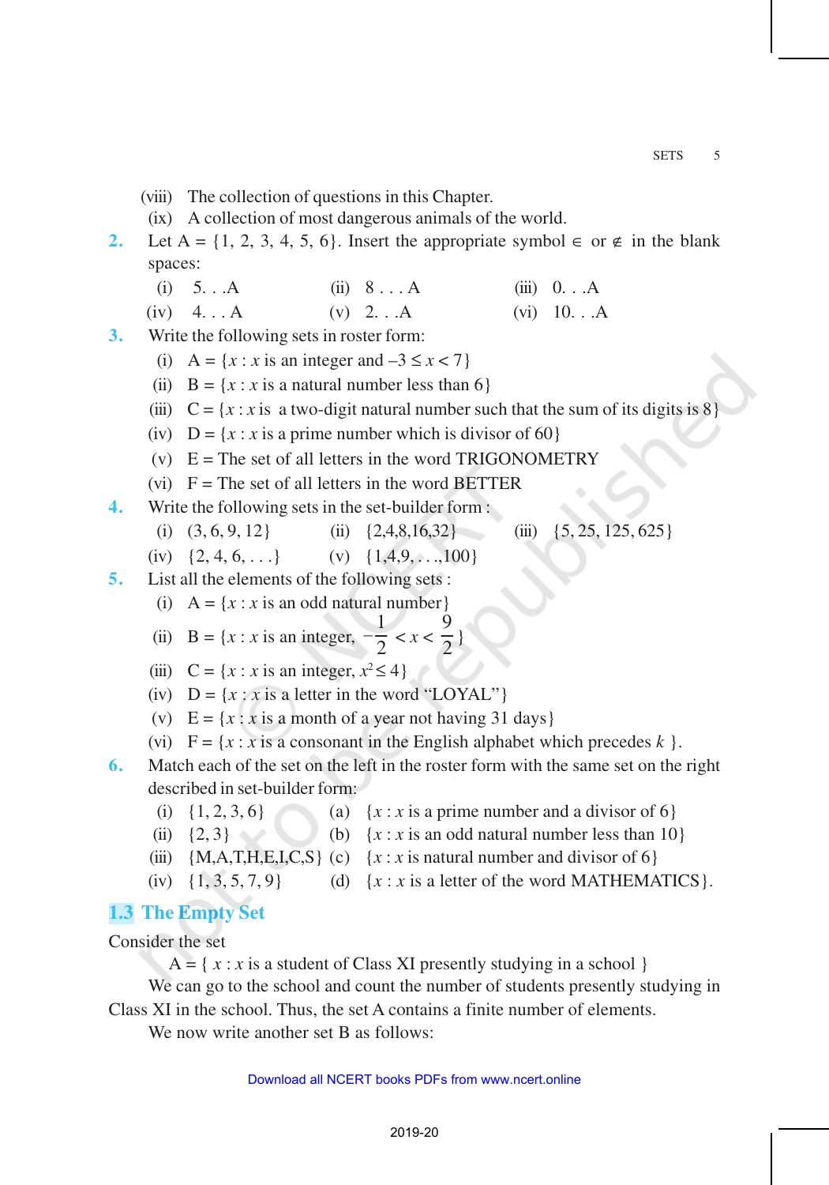(viii) The collection of questions in this Chapter.

(ix) A collection of most dangerous animals of the world.

**2.** Let A = {1, 2, 3, 4, 5, 6}. Insert the appropriate symbol $\in$ or $\notin$ in the blank spaces:

(i) 5. . .A (ii) 8 . . . A (iii) 0. . .A

(iv) 4. . . A (v) 2. . .A (vi) 10. . .A

**3.** Write the following sets in roster form:

(i) A = {$x$ : $x$ is an integer and $-3 \le x < 7$}

(ii) B = {$x$ : $x$ is a natural number less than 6}

(iii) C = {$x$ : $x$ is a two-digit natural number such that the sum of its digits is 8}

(iv) D = {$x$ : $x$ is a prime number which is divisor of 60}

(v) E = The set of all letters in the word TRIGONOMETRY

(vi) F = The set of all letters in the word BETTER

**4.** Write the following sets in the set-builder form :

(i) (3, 6, 9, 12} (ii) {2,4,8,16,32} (iii) {5, 25, 125, 625}

(iv) {2, 4, 6, . . .} (v) {1,4,9, . . .,100}

**5.** List all the elements of the following sets :

(i) A = {$x$ : $x$ is an odd natural number}

(ii) B = {$x$ : $x$ is an integer, $-\frac{1}{2} < x < \frac{9}{2}$}

(iii) C = {$x$ : $x$ is an integer, $x^2 \le 4$}

(iv) D = {$x$ : $x$ is a letter in the word "LOYAL"}

(v) E = {$x$ : $x$ is a month of a year not having 31 days}

(vi) F = {$x$ : $x$ is a consonant in the English alphabet which precedes $k$ }.

**6.** Match each of the set on the left in the roster form with the same set on the right described in set-builder form:

(i) {1, 2, 3, 6} (a) {$x$ : $x$ is a prime number and a divisor of 6}

(ii) {2, 3} (b) {$x$ : $x$ is an odd natural number less than 10}

(iii) {M,A,T,H,E,I,C,S} (c) {$x$ : $x$ is natural number and divisor of 6}

(iv) {1, 3, 5, 7, 9} (d) {$x$ : $x$ is a letter of the word MATHEMATICS}.

## 1.3 The Empty Set

Consider the set

A = { $x$ : $x$ is a student of Class XI presently studying in a school }

We can go to the school and count the number of students presently studying in Class XI in the school. Thus, the set A contains a finite number of elements.

We now write another set B as follows: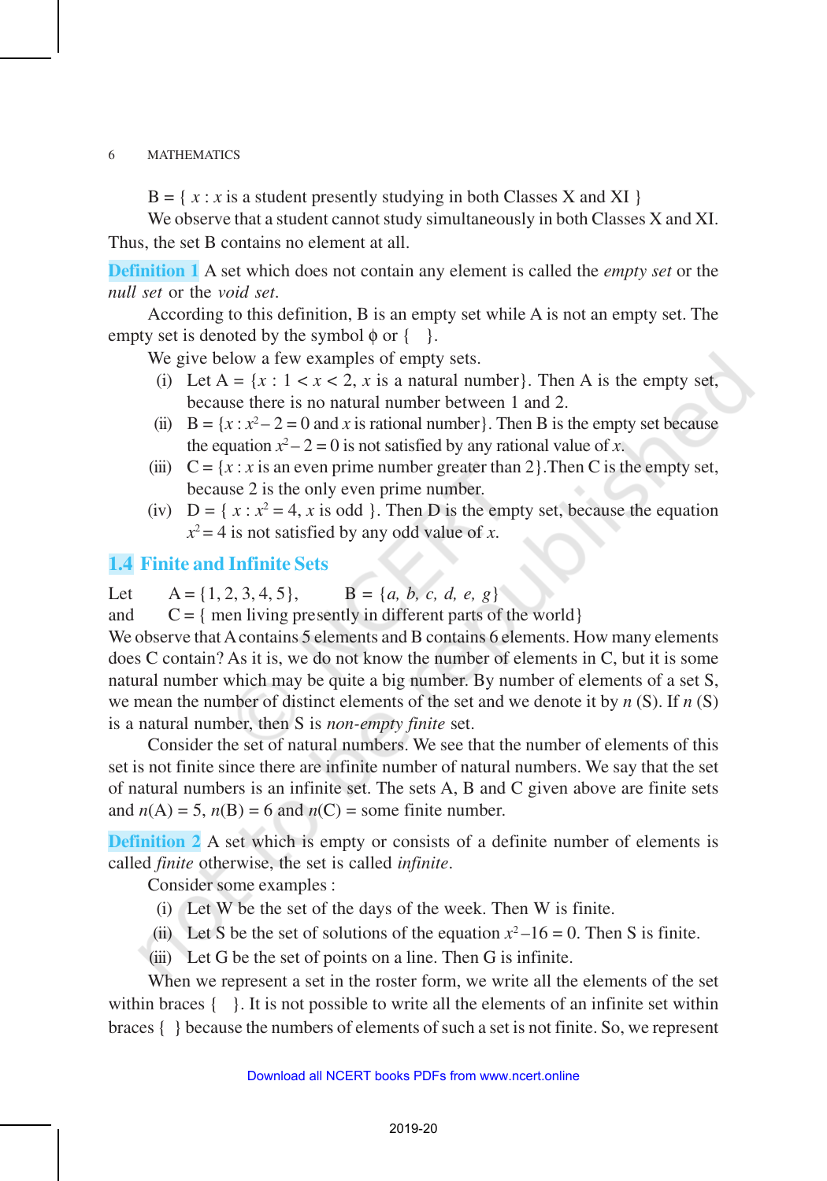B = { $x$ : $x$ is a student presently studying in both Classes X and XI }

We observe that a student cannot study simultaneously in both Classes X and XI. Thus, the set B contains no element at all.

**Definition 1** A set which does not contain any element is called the *empty set* or the *null set* or the *void set*.

According to this definition, B is an empty set while A is not an empty set. The empty set is denoted by the symbol $\phi$ or { }.

We give below a few examples of empty sets.

(i) Let A = {$x$ : $1 < x < 2$, $x$ is a natural number}. Then A is the empty set, because there is no natural number between 1 and 2.

(ii) B = {$x$ : $x^2 - 2 = 0$ and $x$ is rational number}. Then B is the empty set because the equation $x^2 - 2 = 0$ is not satisfied by any rational value of $x$.

(iii) C = {$x$ : $x$ is an even prime number greater than 2}.Then C is the empty set, because 2 is the only even prime number.

(iv) D = { $x$ : $x^2 = 4$, $x$ is odd }. Then D is the empty set, because the equation $x^2 = 4$ is not satisfied by any odd value of $x$.

## 1.4 Finite and Infinite Sets

Let A = {1, 2, 3, 4, 5}, B = {$a$, $b$, $c$, $d$, $e$, $g$}

and C = { men living presently in different parts of the world}

We observe that A contains 5 elements and B contains 6 elements. How many elements does C contain? As it is, we do not know the number of elements in C, but it is some natural number which may be quite a big number. By number of elements of a set S, we mean the number of distinct elements of the set and we denote it by $n$ (S). If $n$ (S) is a natural number, then S is *non-empty finite* set.

Consider the set of natural numbers. We see that the number of elements of this set is not finite since there are infinite number of natural numbers. We say that the set of natural numbers is an infinite set. The sets A, B and C given above are finite sets and $n$(A) = 5, $n$(B) = 6 and $n$(C) = some finite number.

**Definition 2** A set which is empty or consists of a definite number of elements is called *finite* otherwise, the set is called *infinite*.

Consider some examples :

(i) Let W be the set of the days of the week. Then W is finite.

(ii) Let S be the set of solutions of the equation $x^2 - 16 = 0$. Then S is finite.

(iii) Let G be the set of points on a line. Then G is infinite.

When we represent a set in the roster form, we write all the elements of the set within braces { }. It is not possible to write all the elements of an infinite set within braces { } because the numbers of elements of such a set is not finite. So, we represent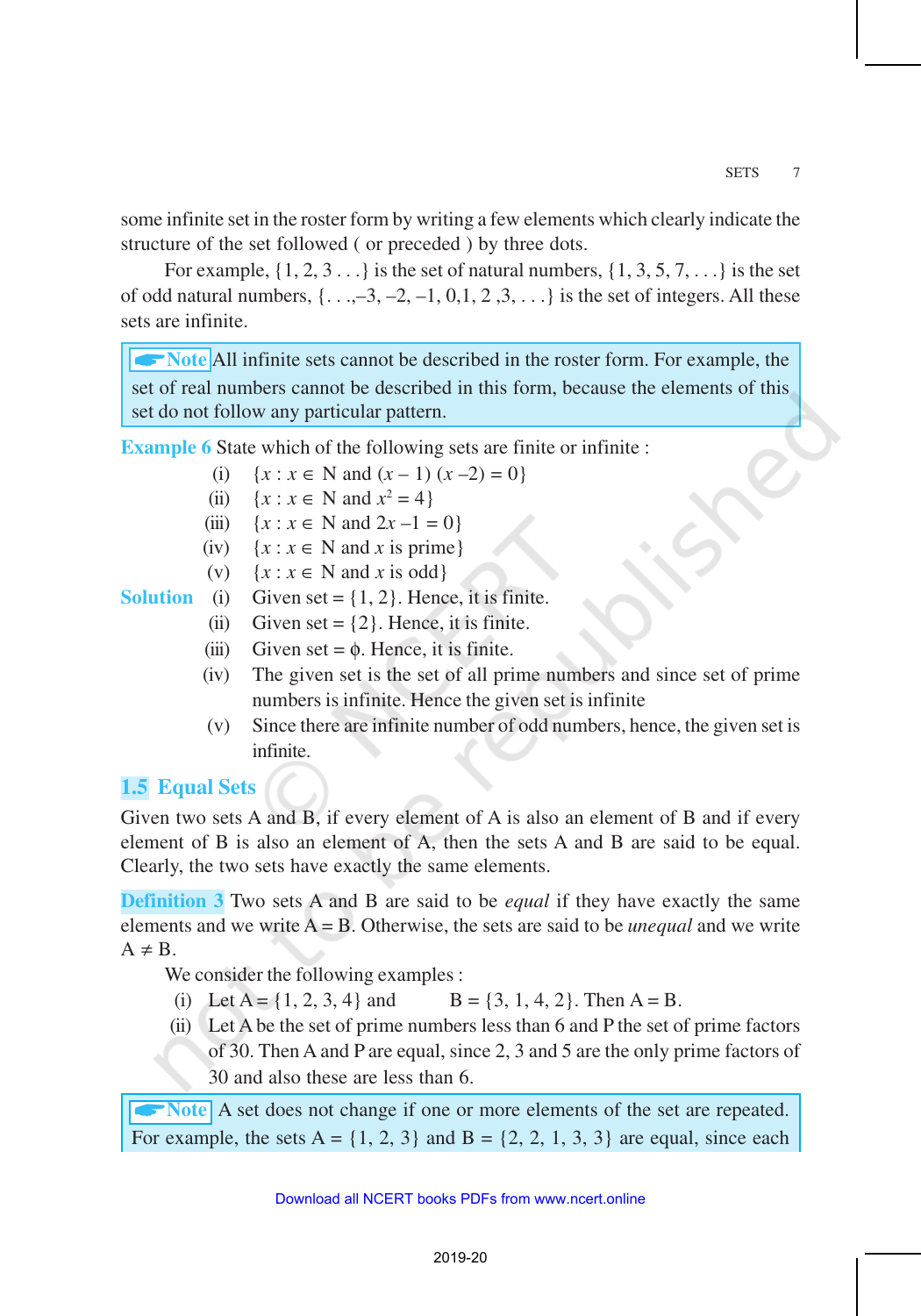some infinite set in the roster form by writing a few elements which clearly indicate the structure of the set followed ( or preceded ) by three dots.

For example, {1, 2, 3 . . .} is the set of natural numbers, {1, 3, 5, 7, . . .} is the set of odd natural numbers, {. . .,–3, –2, –1, 0,1, 2 ,3, . . .} is the set of integers. All these sets are infinite.

> **Note** All infinite sets cannot be described in the roster form. For example, the set of real numbers cannot be described in this form, because the elements of this set do not follow any particular pattern.

**Example 6** State which of the following sets are finite or infinite :

(i) $\{x : x \in \mathbf{N} \text{ and } (x - 1)(x - 2) = 0\}$

(ii) $\{x : x \in \mathbf{N} \text{ and } x^2 = 4\}$

(iii) $\{x : x \in \mathbf{N} \text{ and } 2x - 1 = 0\}$

(iv) $\{x : x \in \mathbf{N} \text{ and } x \text{ is prime}\}$

(v) $\{x : x \in \mathbf{N} \text{ and } x \text{ is odd}\}$

**Solution** (i) Given set = {1, 2}. Hence, it is finite.

(ii) Given set = {2}. Hence, it is finite.

(iii) Given set = $\phi$. Hence, it is finite.

(iv) The given set is the set of all prime numbers and since set of prime numbers is infinite. Hence the given set is infinite

(v) Since there are infinite number of odd numbers, hence, the given set is infinite.

## 1.5 Equal Sets

Given two sets A and B, if every element of A is also an element of B and if every element of B is also an element of A, then the sets A and B are said to be equal. Clearly, the two sets have exactly the same elements.

**Definition 3** Two sets A and B are said to be *equal* if they have exactly the same elements and we write A = B. Otherwise, the sets are said to be *unequal* and we write A ≠ B.

We consider the following examples :

(i) Let A = {1, 2, 3, 4} and B = {3, 1, 4, 2}. Then A = B.

(ii) Let A be the set of prime numbers less than 6 and P the set of prime factors of 30. Then A and P are equal, since 2, 3 and 5 are the only prime factors of 30 and also these are less than 6.

> **Note** A set does not change if one or more elements of the set are repeated. For example, the sets A = {1, 2, 3} and B = {2, 2, 1, 3, 3} are equal, since each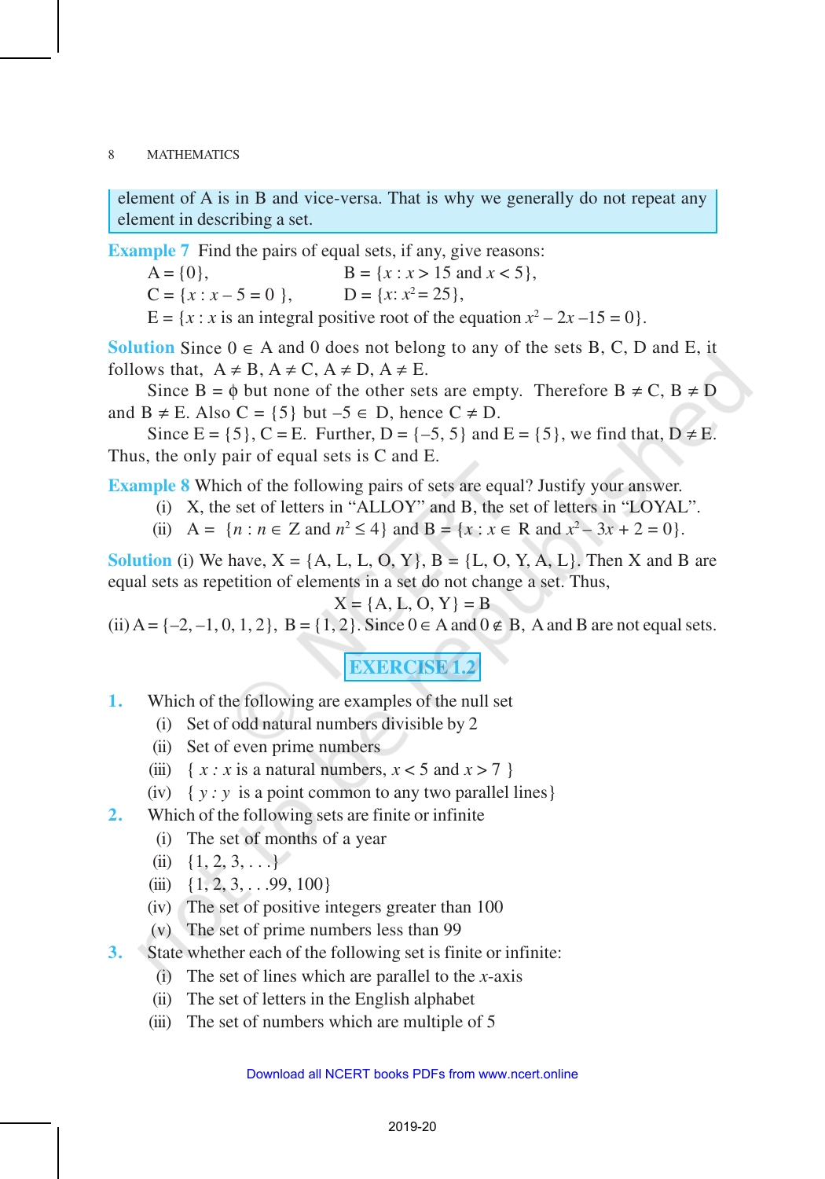element of A is in B and vice-versa. That is why we generally do not repeat any element in describing a set.

**Example 7** Find the pairs of equal sets, if any, give reasons:

$A = \{0\}$, $B = \{x : x > 15 \text{ and } x < 5\}$,

$C = \{x : x - 5 = 0\}$, $D = \{x : x^2 = 25\}$,

$E = \{x : x$ is an integral positive root of the equation $x^2 - 2x - 15 = 0\}$.

**Solution** Since $0 \in A$ and 0 does not belong to any of the sets B, C, D and E, it follows that, $A \neq B$, $A \neq C$, $A \neq D$, $A \neq E$.

Since $B = \phi$ but none of the other sets are empty. Therefore $B \neq C$, $B \neq D$ and $B \neq E$. Also $C = \{5\}$ but $-5 \in D$, hence $C \neq D$.

Since $E = \{5\}$, $C = E$. Further, $D = \{-5, 5\}$ and $E = \{5\}$, we find that, $D \neq E$. Thus, the only pair of equal sets is C and E.

**Example 8** Which of the following pairs of sets are equal? Justify your answer.

(i) X, the set of letters in "ALLOY" and B, the set of letters in "LOYAL".

(ii) $A = \{n : n \in Z \text{ and } n^2 \leq 4\}$ and $B = \{x : x \in R \text{ and } x^2 - 3x + 2 = 0\}$.

**Solution** (i) We have, X = {A, L, L, O, Y}, B = {L, O, Y, A, L}. Then X and B are equal sets as repetition of elements in a set do not change a set. Thus,

$$X = \{A, L, O, Y\} = B$$

(ii) $A = \{-2, -1, 0, 1, 2\}$, $B = \{1, 2\}$. Since $0 \in A$ and $0 \notin B$, A and B are not equal sets.

## EXERCISE 1.2

1. Which of the following are examples of the null set
   (i) Set of odd natural numbers divisible by 2
   (ii) Set of even prime numbers
   (iii) $\{ x : x$ is a natural numbers, $x < 5$ and $x > 7 \}$
   (iv) $\{ y : y$ is a point common to any two parallel lines$\}$
2. Which of the following sets are finite or infinite
   (i) The set of months of a year
   (ii) $\{1, 2, 3, \ldots\}$
   (iii) $\{1, 2, 3, \ldots 99, 100\}$
   (iv) The set of positive integers greater than 100
   (v) The set of prime numbers less than 99
3. State whether each of the following set is finite or infinite:
   (i) The set of lines which are parallel to the $x$-axis
   (ii) The set of letters in the English alphabet
   (iii) The set of numbers which are multiple of 5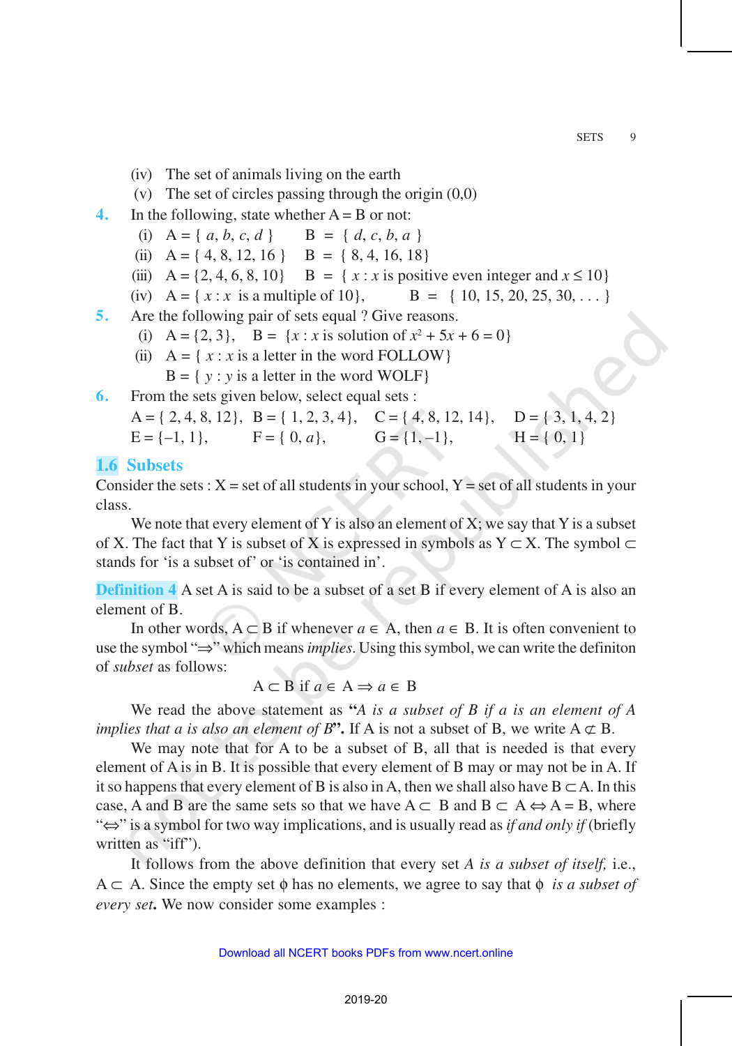(iv) The set of animals living on the earth

(v) The set of circles passing through the origin (0,0)

**4.** In the following, state whether A = B or not:

(i) $A = \{ a, b, c, d \}$ $B = \{ d, c, b, a \}$

(ii) $A = \{ 4, 8, 12, 16 \}$ $B = \{ 8, 4, 16, 18\}$

(iii) $A = \{2, 4, 6, 8, 10\}$ $B = \{ x : x$ is positive even integer and $x \leq 10\}$

(iv) $A = \{ x : x$ is a multiple of $10\}$, $B = \{ 10, 15, 20, 25, 30, \ldots \}$

**5.** Are the following pair of sets equal ? Give reasons.

(i) $A = \{2, 3\}$, $B = \{x : x$ is solution of $x^2 + 5x + 6 = 0\}$

(ii) $A = \{ x : x$ is a letter in the word FOLLOW$\}$

$B = \{ y : y$ is a letter in the word WOLF$\}$

**6.** From the sets given below, select equal sets :

$A = \{ 2, 4, 8, 12\}$, $B = \{ 1, 2, 3, 4\}$, $C = \{ 4, 8, 12, 14\}$, $D = \{ 3, 1, 4, 2\}$
$E = \{-1, 1\}$, $F = \{ 0, a\}$, $G = \{1, -1\}$, $H = \{ 0, 1\}$

## 1.6 Subsets

Consider the sets : X = set of all students in your school, Y = set of all students in your class.

We note that every element of Y is also an element of X; we say that Y is a subset of X. The fact that Y is subset of X is expressed in symbols as $Y \subset X$. The symbol $\subset$ stands for 'is a subset of' or 'is contained in'.

**Definition 4** A set A is said to be a subset of a set B if every element of A is also an element of B.

In other words, $A \subset B$ if whenever $a \in A$, then $a \in B$. It is often convenient to use the symbol "$\Rightarrow$" which means *implies*. Using this symbol, we can write the definiton of *subset* as follows:

$$A \subset B \text{ if } a \in A \Rightarrow a \in B$$

We read the above statement as **"***A is a subset of B if a is an element of A implies that a is also an element of B***"**. If A is not a subset of B, we write $A \not\subset B$.

We may note that for A to be a subset of B, all that is needed is that every element of A is in B. It is possible that every element of B may or may not be in A. If it so happens that every element of B is also in A, then we shall also have $B \subset A$. In this case, A and B are the same sets so that we have $A \subset B$ and $B \subset A \Leftrightarrow A = B$, where "$\Leftrightarrow$" is a symbol for two way implications, and is usually read as *if and only if* (briefly written as "iff").

It follows from the above definition that every set *A is a subset of itself*, i.e., $A \subset A$. Since the empty set $\phi$ has no elements, we agree to say that $\phi$ *is a subset of every set***.** We now consider some examples :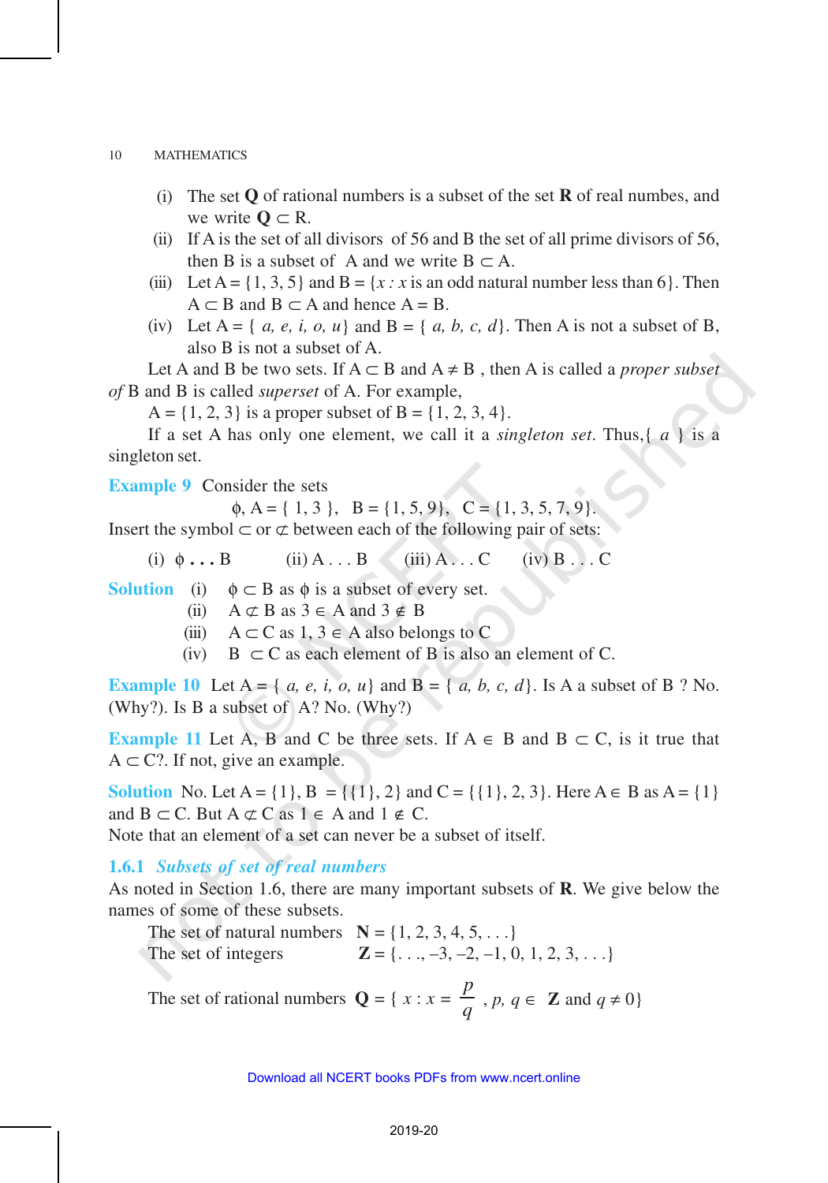(i) The set **Q** of rational numbers is a subset of the set **R** of real numbes, and we write $\mathbf{Q} \subset \mathbf{R}$.

(ii) If A is the set of all divisors of 56 and B the set of all prime divisors of 56, then B is a subset of A and we write $B \subset A$.

(iii) Let $A = \{1, 3, 5\}$ and $B = \{x : x$ is an odd natural number less than $6\}$. Then $A \subset B$ and $B \subset A$ and hence $A = B$.

(iv) Let $A = \{ a, e, i, o, u\}$ and $B = \{ a, b, c, d\}$. Then A is not a subset of B, also B is not a subset of A.

Let A and B be two sets. If $A \subset B$ and $A \neq B$ , then A is called a *proper subset of* B and B is called *superset* of A. For example,

$A = \{1, 2, 3\}$ is a proper subset of $B = \{1, 2, 3, 4\}$.

If a set A has only one element, we call it a *singleton set*. Thus,$\{ a \}$ is a singleton set.

**Example 9** Consider the sets

$$\phi, A = \{ 1, 3 \}, \quad B = \{1, 5, 9\}, \quad C = \{1, 3, 5, 7, 9\}.$$

Insert the symbol $\subset$ or $\not\subset$ between each of the following pair of sets:

(i) $\phi$ . . . B (ii) A . . . B (iii) A . . . C (iv) B . . . C

**Solution** (i) $\phi \subset B$ as $\phi$ is a subset of every set.

(ii) $A \not\subset B$ as $3 \in A$ and $3 \notin B$

(iii) $A \subset C$ as $1, 3 \in A$ also belongs to C

(iv) $B \subset C$ as each element of B is also an element of C.

**Example 10** Let $A = \{ a, e, i, o, u\}$ and $B = \{ a, b, c, d\}$. Is A a subset of B ? No. (Why?). Is B a subset of A? No. (Why?)

**Example 11** Let A, B and C be three sets. If $A \in B$ and $B \subset C$, is it true that $A \subset C$?. If not, give an example.

**Solution** No. Let $A = \{1\}$, $B = \{\{1\}, 2\}$ and $C = \{\{1\}, 2, 3\}$. Here $A \in B$ as $A = \{1\}$ and $B \subset C$. But $A \not\subset C$ as $1 \in A$ and $1 \notin C$.

Note that an element of a set can never be a subset of itself.

### 1.6.1 *Subsets of set of real numbers*

As noted in Section 1.6, there are many important subsets of **R**. We give below the names of some of these subsets.

The set of natural numbers $\mathbf{N} = \{1, 2, 3, 4, 5, . . .\}$

The set of integers $\mathbf{Z} = \{. . ., –3, –2, –1, 0, 1, 2, 3, . . .\}$

The set of rational numbers $\mathbf{Q} = \{ x : x = \frac{p}{q}, p, q \in \mathbf{Z}$ and $q \neq 0\}$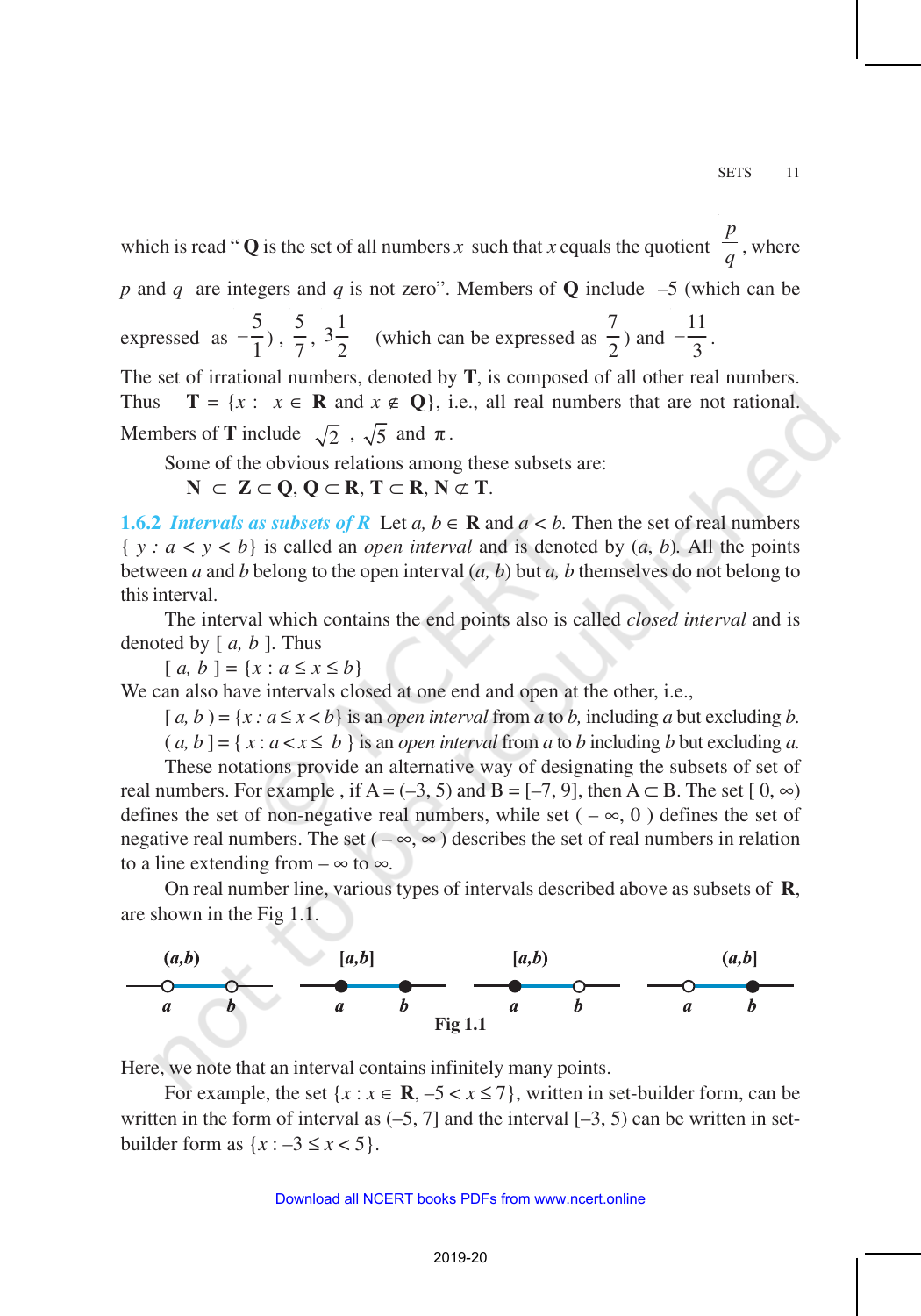which is read " **Q** is the set of all numbers $x$ such that $x$ equals the quotient $\frac{p}{q}$, where $p$ and $q$ are integers and $q$ is not zero". Members of **Q** include –5 (which can be expressed as $-\frac{5}{1}$), $\frac{5}{7}$, $3\frac{1}{2}$ (which can be expressed as $\frac{7}{2}$) and $-\frac{11}{3}$.

The set of irrational numbers, denoted by **T**, is composed of all other real numbers. Thus $\mathbf{T} = \{x : x \in \mathbf{R} \text{ and } x \notin \mathbf{Q}\}$, i.e., all real numbers that are not rational. Members of **T** include $\sqrt{2}$, $\sqrt{5}$ and $\pi$.

Some of the obvious relations among these subsets are:

$$\mathbf{N} \subset \mathbf{Z} \subset \mathbf{Q}, \mathbf{Q} \subset \mathbf{R}, \mathbf{T} \subset \mathbf{R}, \mathbf{N} \not\subset \mathbf{T}.$$

**1.6.2** ***Intervals as subsets of R*** Let $a, b \in \mathbf{R}$ and $a < b$. Then the set of real numbers $\{ y : a < y < b\}$ is called an *open interval* and is denoted by $(a, b)$. All the points between $a$ and $b$ belong to the open interval $(a, b)$ but $a$, $b$ themselves do not belong to this interval.

The interval which contains the end points also is called *closed interval* and is denoted by $[a, b]$. Thus

$[a, b] = \{x : a \le x \le b\}$

We can also have intervals closed at one end and open at the other, i.e.,

$[a, b) = \{x : a \le x < b\}$ is an *open interval* from $a$ to $b$, including $a$ but excluding $b$.

$(a, b] = \{x : a < x \le b\}$ is an *open interval* from $a$ to $b$ including $b$ but excluding $a$.

These notations provide an alternative way of designating the subsets of set of real numbers. For example, if $A = (–3, 5)$ and $B = [–7, 9]$, then $A \subset B$. The set $[0, \infty)$ defines the set of non-negative real numbers, while set $(-\infty, 0)$ defines the set of negative real numbers. The set $(-\infty, \infty)$ describes the set of real numbers in relation to a line extending from $-\infty$ to $\infty$.

On real number line, various types of intervals described above as subsets of **R**, are shown in the Fig 1.1.

Fig 1.1

Here, we note that an interval contains infinitely many points.

For example, the set $\{x : x \in \mathbf{R}, –5 < x \le 7\}$, written in set-builder form, can be written in the form of interval as $(–5, 7]$ and the interval $[–3, 5)$ can be written in set-builder form as $\{x : –3 \le x < 5\}$.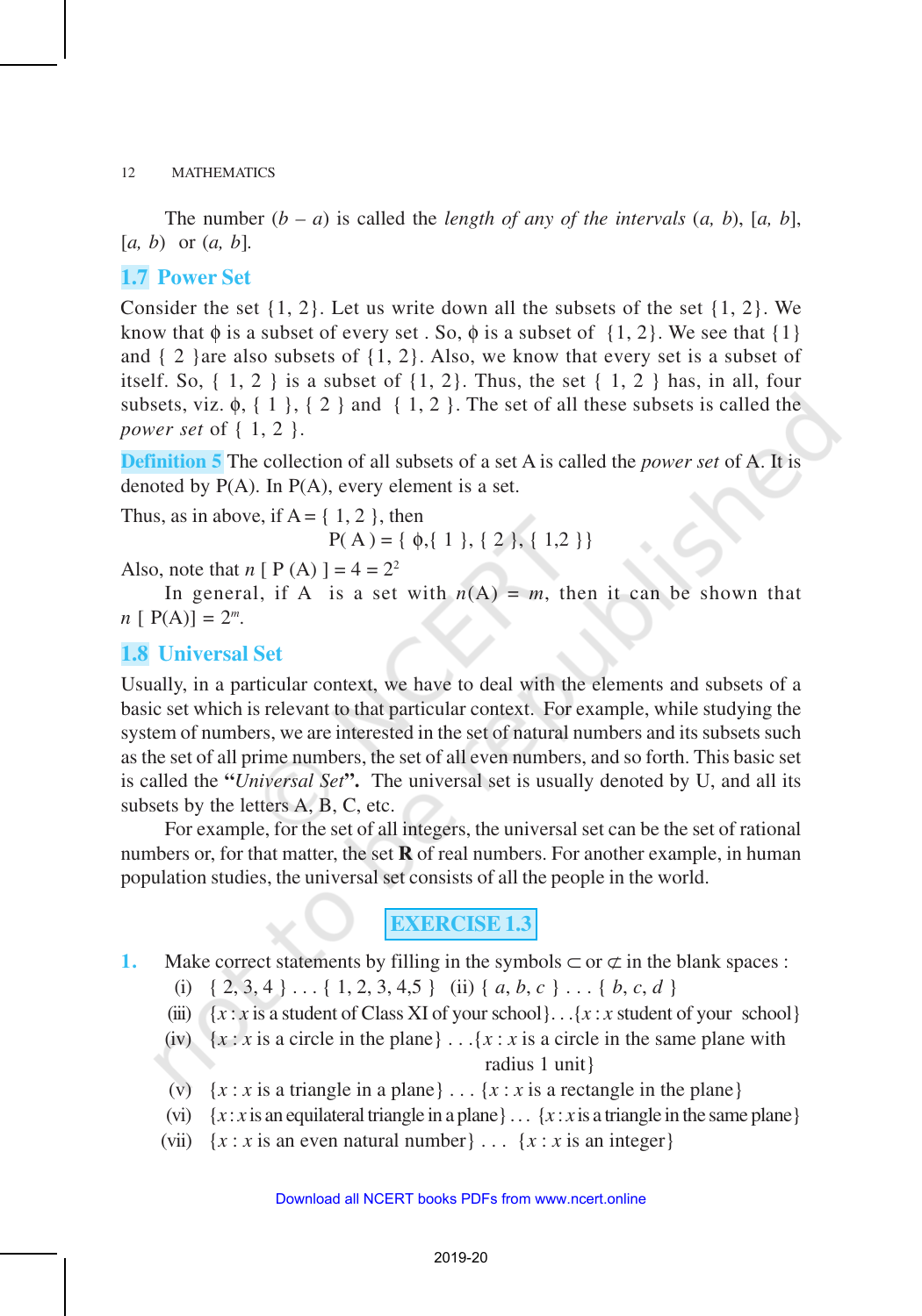The number $(b - a)$ is called the *length of any of the intervals* $(a, b)$, $[a, b]$, $[a, b)$ or $(a, b]$.

## 1.7 Power Set

Consider the set {1, 2}. Let us write down all the subsets of the set {1, 2}. We know that $\phi$ is a subset of every set . So, $\phi$ is a subset of {1, 2}. We see that {1} and { 2 }are also subsets of {1, 2}. Also, we know that every set is a subset of itself. So, { 1, 2 } is a subset of {1, 2}. Thus, the set { 1, 2 } has, in all, four subsets, viz. $\phi$, { 1 }, { 2 } and { 1, 2 }. The set of all these subsets is called the *power set* of { 1, 2 }.

**Definition 5** The collection of all subsets of a set A is called the *power set* of A. It is denoted by P(A). In P(A), every element is a set.

Thus, as in above, if A = { 1, 2 }, then

$$P(A) = \{ \phi, \{ 1 \}, \{ 2 \}, \{ 1,2 \}\}$$

Also, note that $n [ P (A) ] = 4 = 2^2$

In general, if A is a set with $n(A) = m$, then it can be shown that $n [ P(A)] = 2^m$.

## 1.8 Universal Set

Usually, in a particular context, we have to deal with the elements and subsets of a basic set which is relevant to that particular context. For example, while studying the system of numbers, we are interested in the set of natural numbers and its subsets such as the set of all prime numbers, the set of all even numbers, and so forth. This basic set is called the **"***Universal Set***"**. The universal set is usually denoted by U, and all its subsets by the letters A, B, C, etc.

For example, for the set of all integers, the universal set can be the set of rational numbers or, for that matter, the set **R** of real numbers. For another example, in human population studies, the universal set consists of all the people in the world.

### EXERCISE 1.3

**1.** Make correct statements by filling in the symbols $\subset$ or $\not\subset$ in the blank spaces :

(i) { 2, 3, 4 } . . . { 1, 2, 3, 4,5 } (ii) { $a$, $b$, $c$ } . . . { $b$, $c$, $d$ }

(iii) {$x$ : $x$ is a student of Class XI of your school}. . .{$x$ : $x$ student of your school}

(iv) {$x$ : $x$ is a circle in the plane} . . .{$x$ : $x$ is a circle in the same plane with radius 1 unit}

(v) {$x$ : $x$ is a triangle in a plane} . . . {$x$ : $x$ is a rectangle in the plane}

(vi) {$x$ : $x$ is an equilateral triangle in a plane} . . . {$x$ : $x$ is a triangle in the same plane}

(vii) {$x$ : $x$ is an even natural number} . . . {$x$ : $x$ is an integer}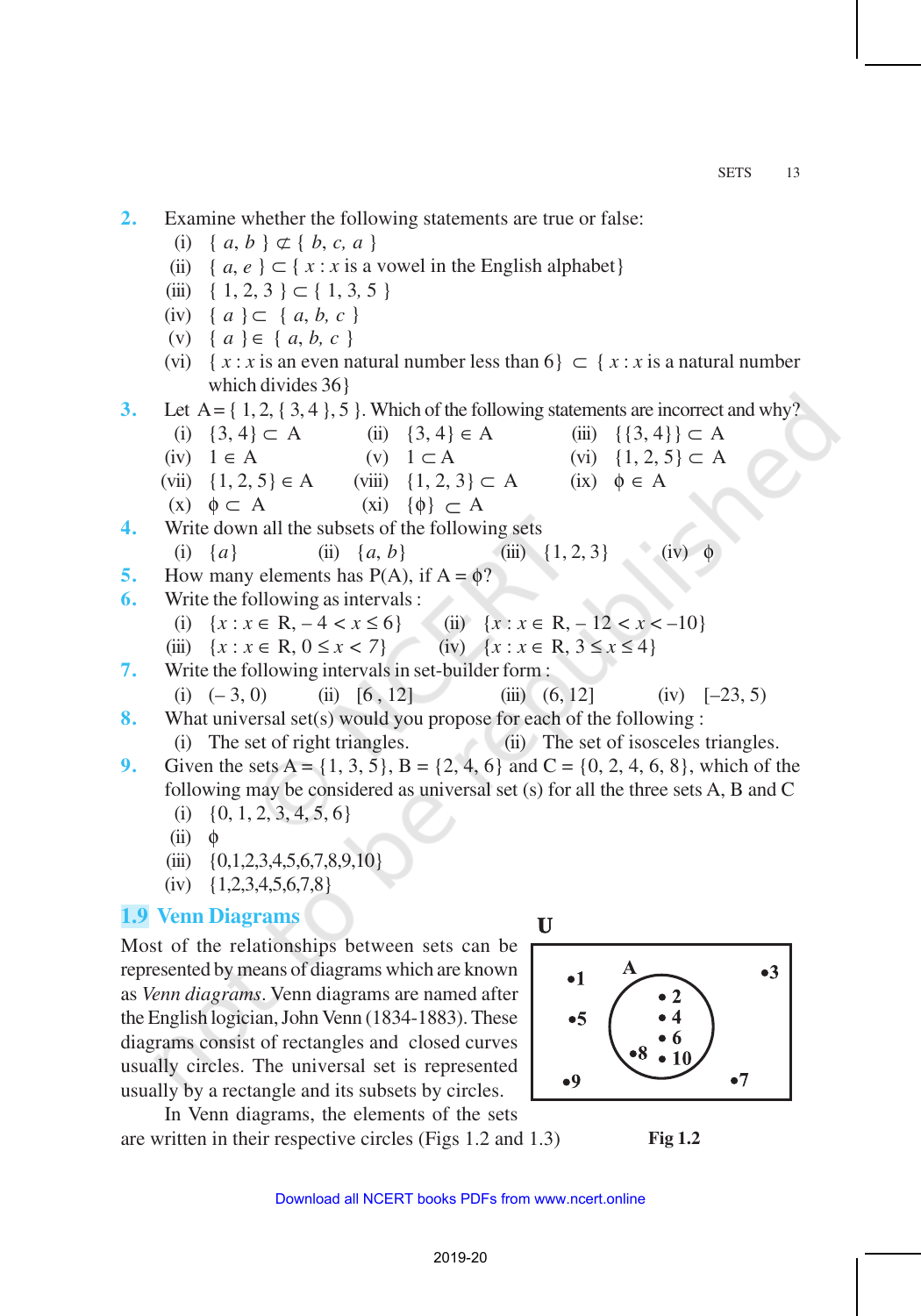**2.** Examine whether the following statements are true or false:

(i) $\{ a, b \} \not\subset \{ b, c, a \}$

(ii) $\{ a, e \} \subset \{ x : x$ is a vowel in the English alphabet$\}$

(iii) $\{ 1, 2, 3 \} \subset \{ 1, 3, 5 \}$

(iv) $\{ a \} \subset \{ a, b, c \}$

(v) $\{ a \} \in \{ a, b, c \}$

(vi) $\{ x : x$ is an even natural number less than 6$\} \subset \{ x : x$ is a natural number which divides 36$\}$

**3.** Let $A = \{ 1, 2, \{ 3, 4 \}, 5 \}$. Which of the following statements are incorrect and why?

(i) $\{3, 4\} \subset A$ (ii) $\{3, 4\} \in A$ (iii) $\{\{3, 4\}\} \subset A$

(iv) $1 \in A$ (v) $1 \subset A$ (vi) $\{1, 2, 5\} \subset A$

(vii) $\{1, 2, 5\} \in A$ (viii) $\{1, 2, 3\} \subset A$ (ix) $\phi \in A$

(x) $\phi \subset A$ (xi) $\{\phi\} \subset A$

**4.** Write down all the subsets of the following sets

(i) $\{a\}$ (ii) $\{a, b\}$ (iii) $\{1, 2, 3\}$ (iv) $\phi$

**5.** How many elements has P(A), if $A = \phi$?

**6.** Write the following as intervals :

(i) $\{x : x \in R, -4 < x \leq 6\}$ (ii) $\{x : x \in R, -12 < x < -10\}$

(iii) $\{x : x \in R, 0 \leq x < 7\}$ (iv) $\{x : x \in R, 3 \leq x \leq 4\}$

**7.** Write the following intervals in set-builder form :

(i) $(-3, 0)$ (ii) $[6, 12]$ (iii) $(6, 12]$ (iv) $[-23, 5)$

**8.** What universal set(s) would you propose for each of the following :

(i) The set of right triangles. (ii) The set of isosceles triangles.

**9.** Given the sets $A = \{1, 3, 5\}$, $B = \{2, 4, 6\}$ and $C = \{0, 2, 4, 6, 8\}$, which of the following may be considered as universal set (s) for all the three sets A, B and C

(i) $\{0, 1, 2, 3, 4, 5, 6\}$

(ii) $\phi$

(iii) $\{0,1,2,3,4,5,6,7,8,9,10\}$

(iv) $\{1,2,3,4,5,6,7,8\}$

## 1.9 Venn Diagrams

Most of the relationships between sets can be represented by means of diagrams which are known as *Venn diagrams*. Venn diagrams are named after the English logician, John Venn (1834-1883). These diagrams consist of rectangles and closed curves usually circles. The universal set is represented usually by a rectangle and its subsets by circles.

In Venn diagrams, the elements of the sets are written in their respective circles (Figs 1.2 and 1.3)

**Fig 1.2**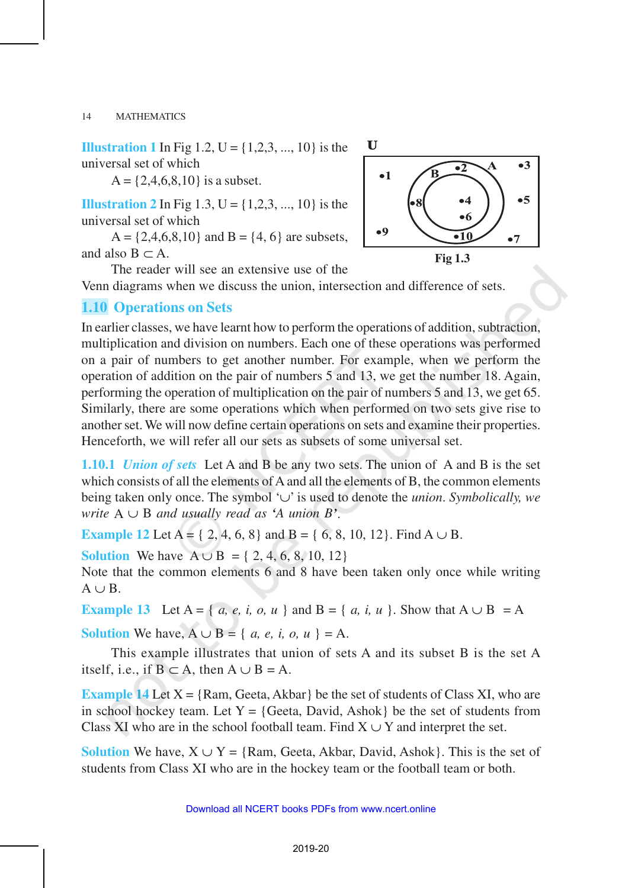**Illustration 1** In Fig 1.2, U = {1,2,3, ..., 10} is the universal set of which

A = {2,4,6,8,10} is a subset.

**Illustration 2** In Fig 1.3, U = {1,2,3, ..., 10} is the universal set of which

A = {2,4,6,8,10} and B = {4, 6} are subsets, and also $B \subset A$.

Fig 1.3

The reader will see an extensive use of the Venn diagrams when we discuss the union, intersection and difference of sets.

## 1.10 Operations on Sets

In earlier classes, we have learnt how to perform the operations of addition, subtraction, multiplication and division on numbers. Each one of these operations was performed on a pair of numbers to get another number. For example, when we perform the operation of addition on the pair of numbers 5 and 13, we get the number 18. Again, performing the operation of multiplication on the pair of numbers 5 and 13, we get 65. Similarly, there are some operations which when performed on two sets give rise to another set. We will now define certain operations on sets and examine their properties. Henceforth, we will refer all our sets as subsets of some universal set.

### 1.10.1 *Union of sets*

Let A and B be any two sets. The union of A and B is the set which consists of all the elements of A and all the elements of B, the common elements being taken only once. The symbol '$\cup$' is used to denote the *union*. *Symbolically, we write* $A \cup B$ *and usually read as 'A union B'*.

**Example 12** Let A = { 2, 4, 6, 8} and B = { 6, 8, 10, 12}. Find $A \cup B$.

**Solution** We have $A \cup B$ = { 2, 4, 6, 8, 10, 12}

Note that the common elements 6 and 8 have been taken only once while writing $A \cup B$.

**Example 13** Let A = { *a, e, i, o, u* } and B = { *a, i, u* }. Show that $A \cup B = A$

**Solution** We have, $A \cup B$ = { *a, e, i, o, u* } = A.

This example illustrates that union of sets A and its subset B is the set A itself, i.e., if $B \subset A$, then $A \cup B = A$.

**Example 14** Let X = {Ram, Geeta, Akbar} be the set of students of Class XI, who are in school hockey team. Let Y = {Geeta, David, Ashok} be the set of students from Class XI who are in the school football team. Find $X \cup Y$ and interpret the set.

**Solution** We have, $X \cup Y$ = {Ram, Geeta, Akbar, David, Ashok}. This is the set of students from Class XI who are in the hockey team or the football team or both.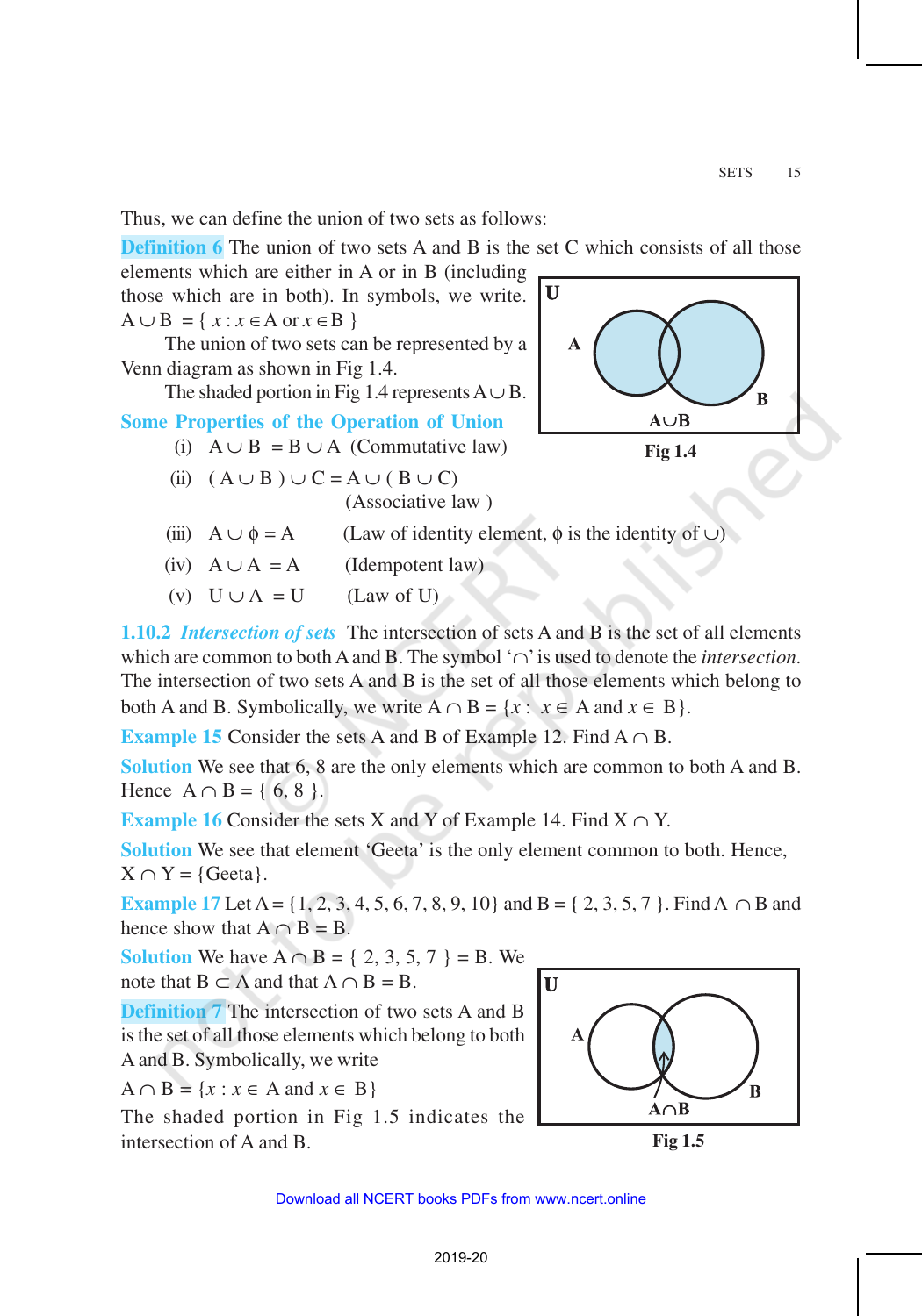Thus, we can define the union of two sets as follows:

**Definition 6** The union of two sets A and B is the set C which consists of all those elements which are either in A or in B (including those which are in both). In symbols, we write. $A \cup B = \{ x : x \in A \text{ or } x \in B \}$

The union of two sets can be represented by a Venn diagram as shown in Fig 1.4.

The shaded portion in Fig 1.4 represents $A \cup B$.

Fig 1.4

**Some Properties of the Operation of Union**

(i) $A \cup B = B \cup A$ (Commutative law)

(ii) $( A \cup B ) \cup C = A \cup ( B \cup C)$ (Associative law )

(iii) $A \cup \phi = A$ (Law of identity element, $\phi$ is the identity of $\cup$)

(iv) $A \cup A = A$ (Idempotent law)

(v) $U \cup A = U$ (Law of U)

**1.10.2** ***Intersection of sets*** The intersection of sets A and B is the set of all elements which are common to both A and B. The symbol '$\cap$' is used to denote the *intersection*. The intersection of two sets A and B is the set of all those elements which belong to both A and B. Symbolically, we write $A \cap B = \{x : x \in A \text{ and } x \in B\}$.

**Example 15** Consider the sets A and B of Example 12. Find $A \cap B$.

**Solution** We see that 6, 8 are the only elements which are common to both A and B. Hence $A \cap B = \{ 6, 8 \}$.

**Example 16** Consider the sets X and Y of Example 14. Find $X \cap Y$.

**Solution** We see that element 'Geeta' is the only element common to both. Hence, $X \cap Y = \{\text{Geeta}\}$.

**Example 17** Let $A = \{1, 2, 3, 4, 5, 6, 7, 8, 9, 10\}$ and $B = \{ 2, 3, 5, 7 \}$. Find $A \cap B$ and hence show that $A \cap B = B$.

**Solution** We have $A \cap B = \{ 2, 3, 5, 7 \} = B$. We note that $B \subset A$ and that $A \cap B = B$.

**Definition 7** The intersection of two sets A and B is the set of all those elements which belong to both A and B. Symbolically, we write

$A \cap B = \{x : x \in A \text{ and } x \in B\}$

The shaded portion in Fig 1.5 indicates the intersection of A and B.

Fig 1.5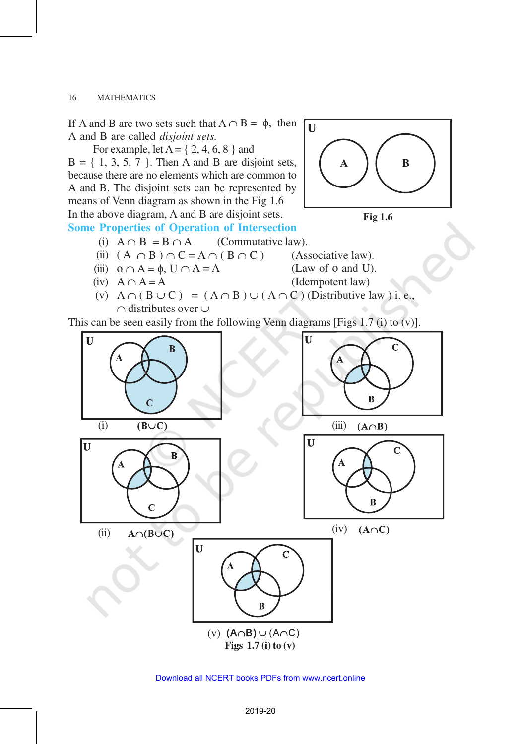If A and B are two sets such that $A \cap B = \phi$, then A and B are called *disjoint sets.*

For example, let $A = \{ 2, 4, 6, 8 \}$ and $B = \{ 1, 3, 5, 7 \}$. Then A and B are disjoint sets, because there are no elements which are common to A and B. The disjoint sets can be represented by means of Venn diagram as shown in the Fig 1.6

In the above diagram, A and B are disjoint sets.

Fig 1.6

## Some Properties of Operation of Intersection

(i) $A \cap B = B \cap A$ (Commutative law).

(ii) $( A \cap B ) \cap C = A \cap ( B \cap C )$ (Associative law).

(iii) $\phi \cap A = \phi$, $U \cap A = A$ (Law of $\phi$ and U).

(iv) $A \cap A = A$ (Idempotent law)

(v) $A \cap ( B \cup C ) = ( A \cap B ) \cup ( A \cap C )$ (Distributive law ) i. e., $\cap$ distributes over $\cup$

This can be seen easily from the following Venn diagrams [Figs 1.7 (i) to (v)].

(i) $(B \cup C)$

(ii) $A \cap (B \cup C)$

(iii) $(A \cap B)$

(iv) $(A \cap C)$

(v) $(A \cap B) \cup (A \cap C)$

Figs 1.7 (i) to (v)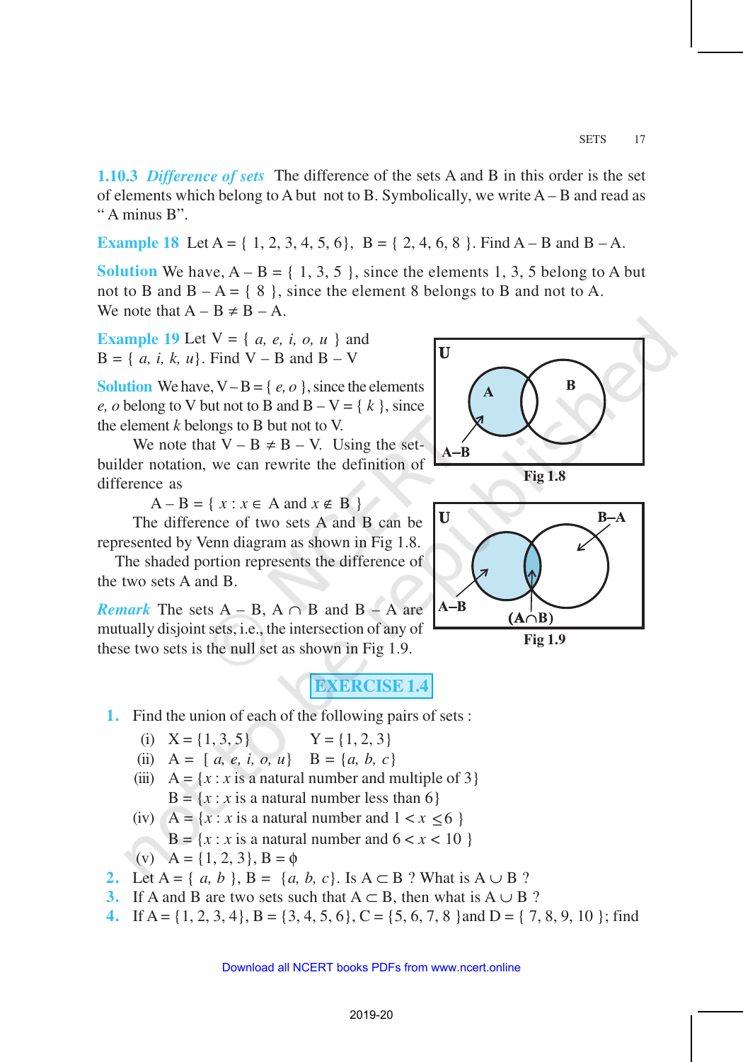### 1.10.3 *Difference of sets*

The difference of the sets A and B in this order is the set of elements which belong to A but not to B. Symbolically, we write A – B and read as " A minus B".

**Example 18** Let A = { 1, 2, 3, 4, 5, 6}, B = { 2, 4, 6, 8 }. Find A – B and B – A.

**Solution** We have, A – B = { 1, 3, 5 }, since the elements 1, 3, 5 belong to A but not to B and B – A = { 8 }, since the element 8 belongs to B and not to A.

We note that $A - B \neq B - A$.

**Example 19** Let V = { *a, e, i, o, u* } and B = { *a, i, k, u*}. Find V – B and B – V

**Solution** We have, V – B = { *e, o* }, since the elements *e, o* belong to V but not to B and B – V = { *k* }, since the element *k* belongs to B but not to V.

We note that $V - B \neq B - V$. Using the set-builder notation, we can rewrite the definition of difference as

$$A - B = \{ x : x \in A \text{ and } x \notin B \}$$

The difference of two sets A and B can be represented by Venn diagram as shown in Fig 1.8. The shaded portion represents the difference of the two sets A and B.

Fig 1.8

Fig 1.9

***Remark*** The sets A – B, $A \cap B$ and B – A are mutually disjoint sets, i.e., the intersection of any of these two sets is the null set as shown in Fig 1.9.

## EXERCISE 1.4

1. Find the union of each of the following pairs of sets :
   - (i) X = {1, 3, 5}  Y = {1, 2, 3}
   - (ii) A = [ *a, e, i, o, u*}  B = {*a, b, c*}
   - (iii) A = {*x* : *x* is a natural number and multiple of 3}
     B = {*x* : *x* is a natural number less than 6}
   - (iv) A = {*x* : *x* is a natural number and $1 < x \leq 6$ }
     B = {*x* : *x* is a natural number and $6 < x < 10$ }
   - (v) A = {1, 2, 3}, B = $\phi$
2. Let A = { *a, b* }, B = {*a, b, c*}. Is $A \subset B$ ? What is $A \cup B$ ?
3. If A and B are two sets such that $A \subset B$, then what is $A \cup B$ ?
4. If A = {1, 2, 3, 4}, B = {3, 4, 5, 6}, C = {5, 6, 7, 8 }and D = { 7, 8, 9, 10 }; find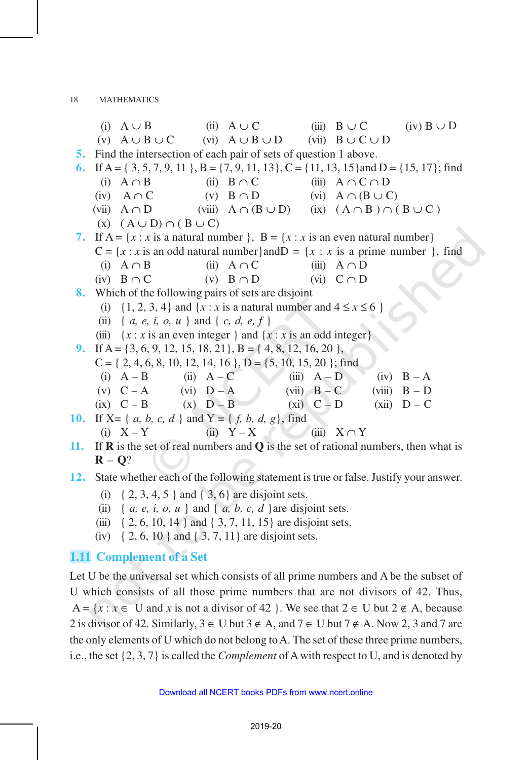(i) $A \cup B$ (ii) $A \cup C$ (iii) $B \cup C$ (iv) $B \cup D$
(v) $A \cup B \cup C$ (vi) $A \cup B \cup D$ (vii) $B \cup C \cup D$

**5.** Find the intersection of each pair of sets of question 1 above.

**6.** If A = { 3, 5, 7, 9, 11 }, B = {7, 9, 11, 13}, C = {11, 13, 15}and D = {15, 17}; find
(i) $A \cap B$ (ii) $B \cap C$ (iii) $A \cap C \cap D$
(iv) $A \cap C$ (v) $B \cap D$ (vi) $A \cap (B \cup C)$
(vii) $A \cap D$ (viii) $A \cap (B \cup D)$ (ix) $( A \cap B ) \cap ( B \cup C )$
(x) $( A \cup D) \cap ( B \cup C)$

**7.** If A = {$x$ : $x$ is a natural number }, B = {$x$ : $x$ is an even natural number}
C = {$x$ : $x$ is an odd natural number}andD = {$x$ : $x$ is a prime number }, find
(i) $A \cap B$ (ii) $A \cap C$ (iii) $A \cap D$
(iv) $B \cap C$ (v) $B \cap D$ (vi) $C \cap D$

**8.** Which of the following pairs of sets are disjoint
(i) {1, 2, 3, 4} and {$x$ : $x$ is a natural number and $4 \le x \le 6$ }
(ii) { *a, e, i, o, u* } and { *c, d, e, f* }
(iii) {$x$ : $x$ is an even integer } and {$x$ : $x$ is an odd integer}

**9.** If A = {3, 6, 9, 12, 15, 18, 21}, B = { 4, 8, 12, 16, 20 },
C = { 2, 4, 6, 8, 10, 12, 14, 16 }, D = {5, 10, 15, 20 }; find
(i) A – B (ii) A – C (iii) A – D (iv) B – A
(v) C – A (vi) D – A (vii) B – C (viii) B – D
(ix) C – B (x) D – B (xi) C – D (xii) D – C

**10.** If X= { *a, b, c, d* } and Y = { *f, b, d, g*}, find
(i) X – Y (ii) Y – X (iii) $X \cap Y$

**11.** If **R** is the set of real numbers and **Q** is the set of rational numbers, then what is **R** – **Q**?

**12.** State whether each of the following statement is true or false. Justify your answer.
(i) { 2, 3, 4, 5 } and { 3, 6} are disjoint sets.
(ii) { *a, e, i, o, u* } and { *a, b, c, d* }are disjoint sets.
(iii) { 2, 6, 10, 14 } and { 3, 7, 11, 15} are disjoint sets.
(iv) { 2, 6, 10 } and { 3, 7, 11} are disjoint sets.

## 1.11 Complement of a Set

Let U be the universal set which consists of all prime numbers and A be the subset of U which consists of all those prime numbers that are not divisors of 42. Thus, A = {$x$ : $x \in$ U and $x$ is not a divisor of 42 }. We see that $2 \in$ U but $2 \notin$ A, because 2 is divisor of 42. Similarly, $3 \in$ U but $3 \notin$ A, and $7 \in$ U but $7 \notin$ A. Now 2, 3 and 7 are the only elements of U which do not belong to A. The set of these three prime numbers, i.e., the set {2, 3, 7} is called the *Complement* of A with respect to U, and is denoted by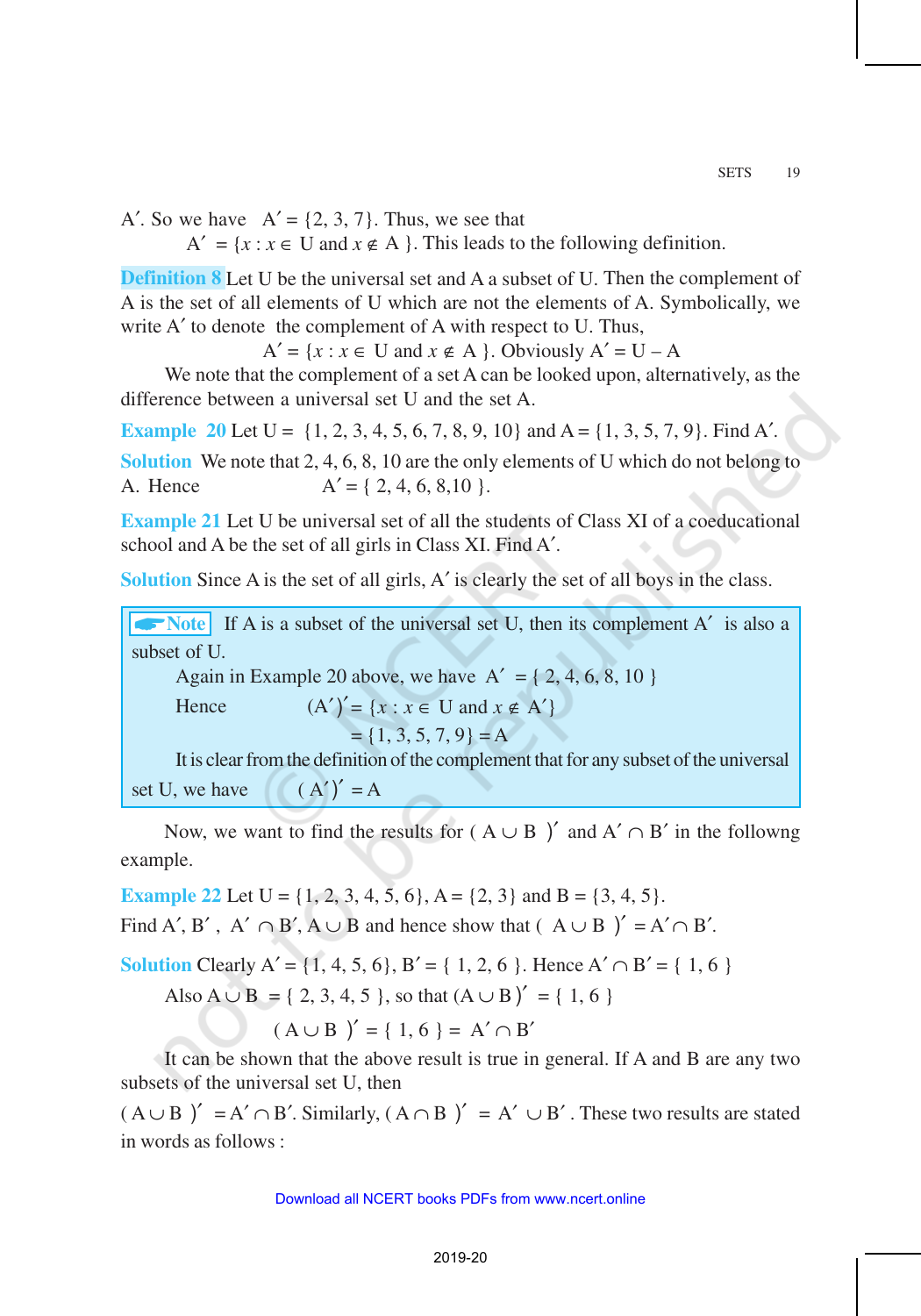A′. So we have $A' = \{2, 3, 7\}$. Thus, we see that

$$A' = \{x : x \in U \text{ and } x \notin A\}.$$ This leads to the following definition.

**Definition 8** Let U be the universal set and A a subset of U. Then the complement of A is the set of all elements of U which are not the elements of A. Symbolically, we write A′ to denote the complement of A with respect to U. Thus,

$$A' = \{x : x \in U \text{ and } x \notin A\}.$$ Obviously $A' = U - A$

We note that the complement of a set A can be looked upon, alternatively, as the difference between a universal set U and the set A.

**Example 20** Let $U = \{1, 2, 3, 4, 5, 6, 7, 8, 9, 10\}$ and $A = \{1, 3, 5, 7, 9\}$. Find A′.

**Solution** We note that 2, 4, 6, 8, 10 are the only elements of U which do not belong to A. Hence $A' = \{2, 4, 6, 8, 10\}$.

**Example 21** Let U be universal set of all the students of Class XI of a coeducational school and A be the set of all girls in Class XI. Find A′.

**Solution** Since A is the set of all girls, A′ is clearly the set of all boys in the class.

> **Note** If A is a subset of the universal set U, then its complement A′ is also a subset of U.
>
> Again in Example 20 above, we have $A' = \{2, 4, 6, 8, 10\}$
>
> Hence $(A')' = \{x : x \in U \text{ and } x \notin A'\}$
>
> $= \{1, 3, 5, 7, 9\} = A$
>
> It is clear from the definition of the complement that for any subset of the universal set U, we have $(A')' = A$

Now, we want to find the results for $(A \cup B)'$ and $A' \cap B'$ in the followng example.

**Example 22** Let $U = \{1, 2, 3, 4, 5, 6\}$, $A = \{2, 3\}$ and $B = \{3, 4, 5\}$.
Find A′, B′, $A' \cap B'$, $A \cup B$ and hence show that $(A \cup B)' = A' \cap B'$.

**Solution** Clearly $A' = \{1, 4, 5, 6\}$, $B' = \{1, 2, 6\}$. Hence $A' \cap B' = \{1, 6\}$

Also $A \cup B = \{2, 3, 4, 5\}$, so that $(A \cup B)' = \{1, 6\}$

$$(A \cup B)' = \{1, 6\} = A' \cap B'$$

It can be shown that the above result is true in general. If A and B are any two subsets of the universal set U, then

$(A \cup B)' = A' \cap B'$. Similarly, $(A \cap B)' = A' \cup B'$. These two results are stated in words as follows :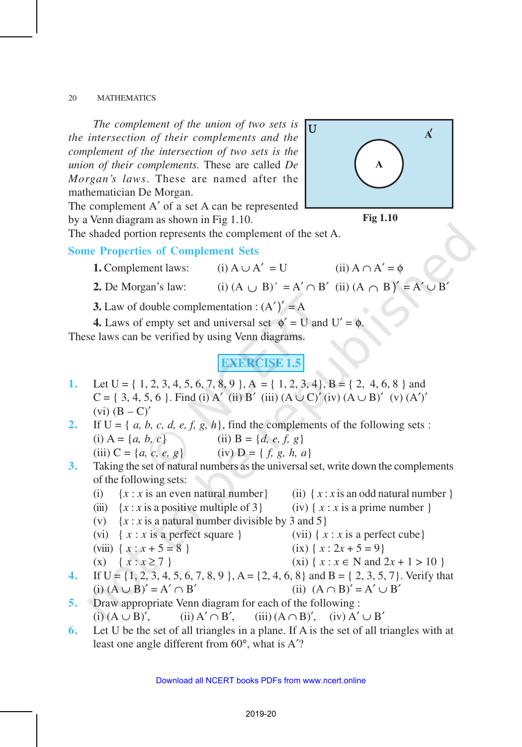*The complement of the union of two sets is the intersection of their complements and the complement of the intersection of two sets is the union of their complements.* These are called *De Morgan's laws*. These are named after the mathematician De Morgan.

The complement A′ of a set A can be represented by a Venn diagram as shown in Fig 1.10.

Fig 1.10

The shaded portion represents the complement of the set A.

## Some Properties of Complement Sets

**1.** Complement laws: (i) $A \cup A' = U$ (ii) $A \cap A' = \phi$

**2.** De Morgan's law: (i) $(A \cup B)' = A' \cap B'$ (ii) $(A \cap B)' = A' \cup B'$

**3.** Law of double complementation : $(A')' = A$

**4.** Laws of empty set and universal set $\phi' = U$ and $U' = \phi$.

These laws can be verified by using Venn diagrams.

## EXERCISE 1.5

**1.** Let U = { 1, 2, 3, 4, 5, 6, 7, 8, 9 }, A = { 1, 2, 3, 4}, B = { 2, 4, 6, 8 } and C = { 3, 4, 5, 6 }. Find (i) $A'$ (ii) $B'$ (iii) $(A \cup C)'$ (iv) $(A \cup B)'$ (v) $(A')'$ (vi) $(B - C)'$

**2.** If U = { *a, b, c, d, e, f, g, h*}, find the complements of the following sets :
(i) A = {*a, b, c*} (ii) B = {*d, e, f, g*}
(iii) C = {*a, c, e, g*} (iv) D = { *f, g, h, a*}

**3.** Taking the set of natural numbers as the universal set, write down the complements of the following sets:
(i) {*x* : *x* is an even natural number} (ii) { *x* : *x* is an odd natural number }
(iii) {*x* : *x* is a positive multiple of 3} (iv) { *x* : *x* is a prime number }
(v) {*x* : *x* is a natural number divisible by 3 and 5}
(vi) { *x* : *x* is a perfect square } (vii) { *x* : *x* is a perfect cube}
(viii) { $x : x + 5 = 8$ } (ix) { $x : 2x + 5 = 9$ }
(x) { $x : x \geq 7$ } (xi) { $x : x \in N$ and $2x + 1 > 10$ }

**4.** If U = {1, 2, 3, 4, 5, 6, 7, 8, 9 }, A = {2, 4, 6, 8} and B = { 2, 3, 5, 7}. Verify that
(i) $(A \cup B)' = A' \cap B'$ (ii) $(A \cap B)' = A' \cup B'$

**5.** Draw appropriate Venn diagram for each of the following :
(i) $(A \cup B)'$, (ii) $A' \cap B'$, (iii) $(A \cap B)'$, (iv) $A' \cup B'$

**6.** Let U be the set of all triangles in a plane. If A is the set of all triangles with at least one angle different from 60°, what is A′?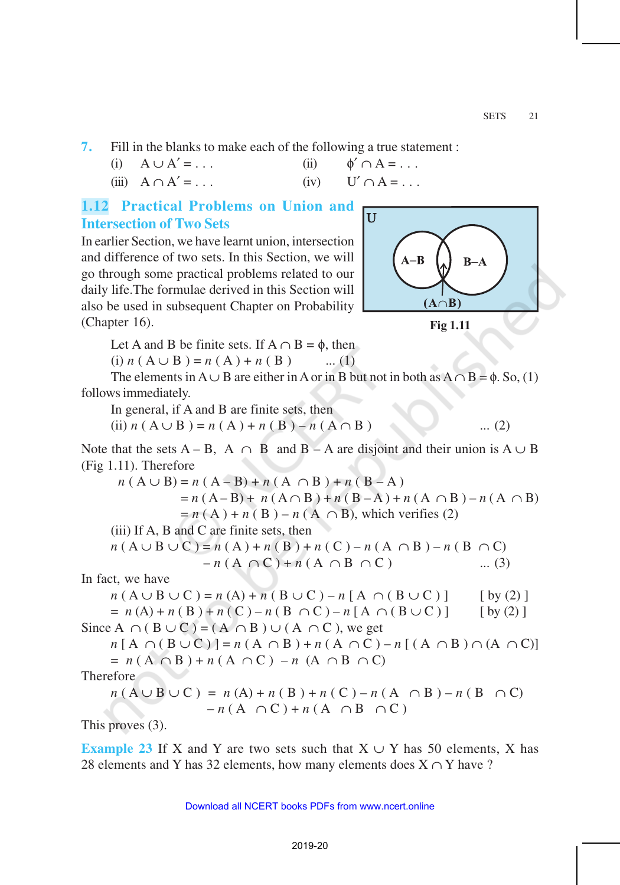7. Fill in the blanks to make each of the following a true statement :

(i) $A \cup A' = \ldots$ (ii) $\phi' \cap A = \ldots$

(iii) $A \cap A' = \ldots$ (iv) $U' \cap A = \ldots$

## 1.12 Practical Problems on Union and Intersection of Two Sets

In earlier Section, we have learnt union, intersection and difference of two sets. In this Section, we will go through some practical problems related to our daily life. The formulae derived in this Section will also be used in subsequent Chapter on Probability (Chapter 16).

Fig 1.11

Let A and B be finite sets. If $A \cap B = \phi$, then

(i) $n(A \cup B) = n(A) + n(B)$ ... (1)

The elements in $A \cup B$ are either in A or in B but not in both as $A \cap B = \phi$. So, (1) follows immediately.

In general, if A and B are finite sets, then

(ii) $n(A \cup B) = n(A) + n(B) - n(A \cap B)$ ... (2)

Note that the sets $A - B$, $A \cap B$ and $B - A$ are disjoint and their union is $A \cup B$ (Fig 1.11). Therefore

$$
\begin{aligned}
n(A \cup B) &= n(A - B) + n(A \cap B) + n(B - A) \\
&= n(A - B) + n(A \cap B) + n(B - A) + n(A \cap B) - n(A \cap B) \\
&= n(A) + n(B) - n(A \cap B), \text{ which verifies (2)}
\end{aligned}
$$

(iii) If A, B and C are finite sets, then

$$
\begin{aligned}
n(A \cup B \cup C) = n(A) + n(B) + n(C) - n(A \cap B) - n(B \cap C) \\
- n(A \cap C) + n(A \cap B \cap C) \quad \ldots (3)
\end{aligned}
$$

In fact, we have

$$
\begin{aligned}
n(A \cup B \cup C) &= n(A) + n(B \cup C) - n[A \cap (B \cup C)] \quad [\text{by (2)}] \\
&= n(A) + n(B) + n(C) - n(B \cap C) - n[A \cap (B \cup C)] \quad [\text{by (2)}]
\end{aligned}
$$

Since $A \cap (B \cup C) = (A \cap B) \cup (A \cap C)$, we get

$$
\begin{aligned}
n[A \cap (B \cup C)] &= n(A \cap B) + n(A \cap C) - n[(A \cap B) \cap (A \cap C)] \\
&= n(A \cap B) + n(A \cap C) - n(A \cap B \cap C)
\end{aligned}
$$

Therefore

$$
\begin{aligned}
n(A \cup B \cup C) = n(A) + n(B) + n(C) - n(A \cap B) - n(B \cap C) \\
- n(A \cap C) + n(A \cap B \cap C)
\end{aligned}
$$

This proves (3).

**Example 23** If X and Y are two sets such that $X \cup Y$ has 50 elements, X has 28 elements and Y has 32 elements, how many elements does $X \cap Y$ have ?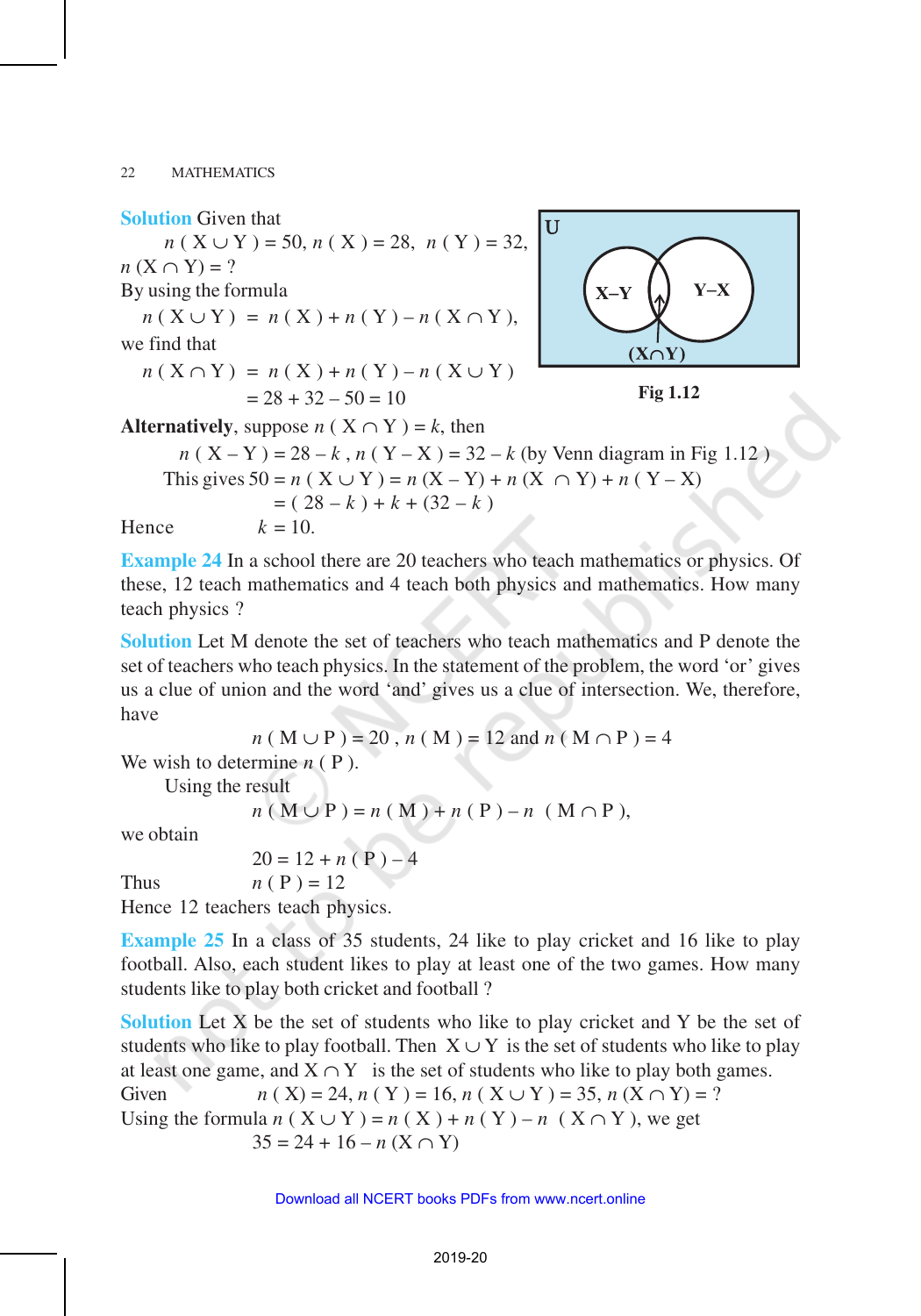**Solution** Given that

$n(X \cup Y) = 50$, $n(X) = 28$, $n(Y) = 32$, $n(X \cap Y) = ?$

By using the formula

$$n(X \cup Y) = n(X) + n(Y) - n(X \cap Y),$$

we find that

$$n(X \cap Y) = n(X) + n(Y) - n(X \cup Y)$$
$$= 28 + 32 - 50 = 10$$

Fig 1.12

**Alternatively**, suppose $n(X \cap Y) = k$, then

$n(X - Y) = 28 - k$, $n(Y - X) = 32 - k$ (by Venn diagram in Fig 1.12 )

This gives $50 = n(X \cup Y) = n(X - Y) + n(X \cap Y) + n(Y - X)$

$= (28 - k) + k + (32 - k)$

Hence $k = 10$.

**Example 24** In a school there are 20 teachers who teach mathematics or physics. Of these, 12 teach mathematics and 4 teach both physics and mathematics. How many teach physics ?

**Solution** Let M denote the set of teachers who teach mathematics and P denote the set of teachers who teach physics. In the statement of the problem, the word 'or' gives us a clue of union and the word 'and' gives us a clue of intersection. We, therefore, have

$$n(M \cup P) = 20, \; n(M) = 12 \text{ and } n(M \cap P) = 4$$

We wish to determine $n(P)$.

Using the result

$$n(M \cup P) = n(M) + n(P) - n(M \cap P),$$

we obtain

$$20 = 12 + n(P) - 4$$

Thus $n(P) = 12$

Hence 12 teachers teach physics.

**Example 25** In a class of 35 students, 24 like to play cricket and 16 like to play football. Also, each student likes to play at least one of the two games. How many students like to play both cricket and football ?

**Solution** Let X be the set of students who like to play cricket and Y be the set of students who like to play football. Then $X \cup Y$ is the set of students who like to play at least one game, and $X \cap Y$ is the set of students who like to play both games.

Given $n(X) = 24$, $n(Y) = 16$, $n(X \cup Y) = 35$, $n(X \cap Y) = ?$

Using the formula $n(X \cup Y) = n(X) + n(Y) - n(X \cap Y)$, we get

$$35 = 24 + 16 - n(X \cap Y)$$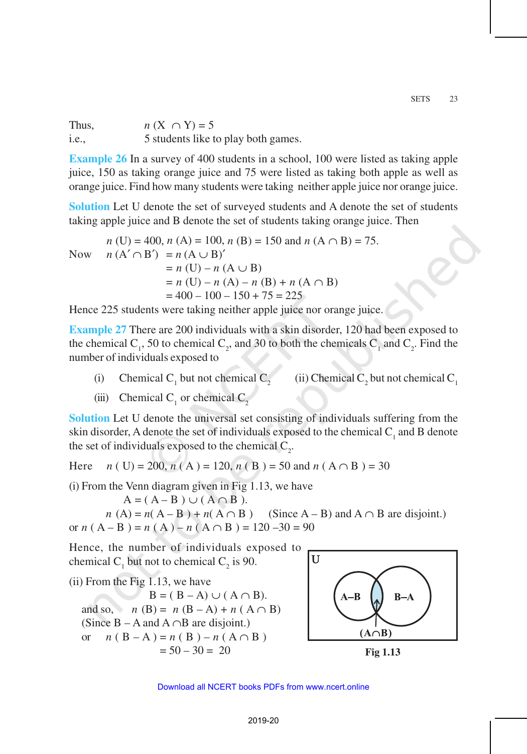Thus, $n(X \cap Y) = 5$

i.e., 5 students like to play both games.

**Example 26** In a survey of 400 students in a school, 100 were listed as taking apple juice, 150 as taking orange juice and 75 were listed as taking both apple as well as orange juice. Find how many students were taking neither apple juice nor orange juice.

**Solution** Let U denote the set of surveyed students and A denote the set of students taking apple juice and B denote the set of students taking orange juice. Then

$$n(U) = 400,\ n(A) = 100,\ n(B) = 150 \text{ and } n(A \cap B) = 75.$$

Now $n(A' \cap B') = n(A \cup B)'$

$$= n(U) - n(A \cup B)$$

$$= n(U) - n(A) - n(B) + n(A \cap B)$$

$$= 400 - 100 - 150 + 75 = 225$$

Hence 225 students were taking neither apple juice nor orange juice.

**Example 27** There are 200 individuals with a skin disorder, 120 had been exposed to the chemical $C_1$, 50 to chemical $C_2$, and 30 to both the chemicals $C_1$ and $C_2$. Find the number of individuals exposed to

(i) Chemical $C_1$ but not chemical $C_2$ (ii) Chemical $C_2$ but not chemical $C_1$

(iii) Chemical $C_1$ or chemical $C_2$

**Solution** Let U denote the universal set consisting of individuals suffering from the skin disorder, A denote the set of individuals exposed to the chemical $C_1$ and B denote the set of individuals exposed to the chemical $C_2$.

Here $n(U) = 200,\ n(A) = 120,\ n(B) = 50$ and $n(A \cap B) = 30$

(i) From the Venn diagram given in Fig 1.13, we have

$$A = (A - B) \cup (A \cap B).$$

$n(A) = n(A - B) + n(A \cap B)$ (Since $A - B$) and $A \cap B$ are disjoint.)

or $n(A - B) = n(A) - n(A \cap B) = 120 - 30 = 90$

Hence, the number of individuals exposed to chemical $C_1$ but not to chemical $C_2$ is 90.

(ii) From the Fig 1.13, we have

$$B = (B - A) \cup (A \cap B).$$

and so, $n(B) = n(B - A) + n(A \cap B)$

(Since $B - A$ and $A \cap B$ are disjoint.)

or $n(B - A) = n(B) - n(A \cap B)$

$$= 50 - 30 = 20$$

Fig 1.13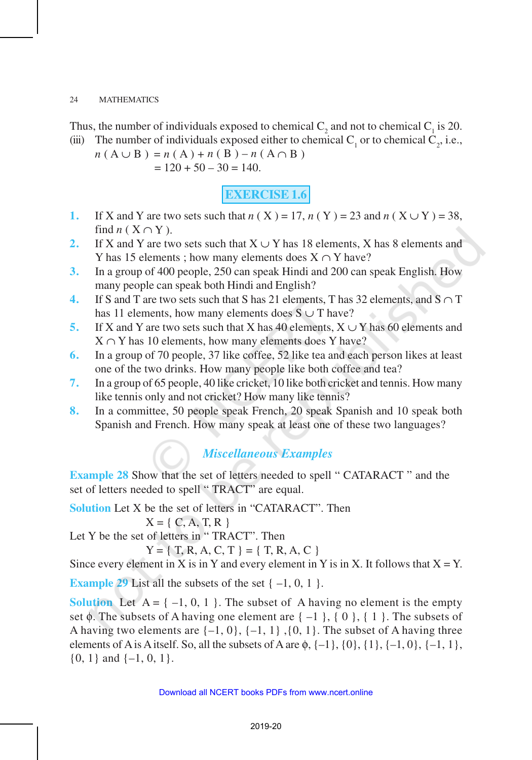Thus, the number of individuals exposed to chemical $C_2$ and not to chemical $C_1$ is 20.

(iii) The number of individuals exposed either to chemical $C_1$ or to chemical $C_2$, i.e.,

$$n(A \cup B) = n(A) + n(B) - n(A \cap B)$$
$$= 120 + 50 - 30 = 140.$$

## EXERCISE 1.6

1. If X and Y are two sets such that $n(X) = 17$, $n(Y) = 23$ and $n(X \cup Y) = 38$, find $n(X \cap Y)$.
2. If X and Y are two sets such that $X \cup Y$ has 18 elements, X has 8 elements and Y has 15 elements ; how many elements does $X \cap Y$ have?
3. In a group of 400 people, 250 can speak Hindi and 200 can speak English. How many people can speak both Hindi and English?
4. If S and T are two sets such that S has 21 elements, T has 32 elements, and $S \cap T$ has 11 elements, how many elements does $S \cup T$ have?
5. If X and Y are two sets such that X has 40 elements, $X \cup Y$ has 60 elements and $X \cap Y$ has 10 elements, how many elements does Y have?
6. In a group of 70 people, 37 like coffee, 52 like tea and each person likes at least one of the two drinks. How many people like both coffee and tea?
7. In a group of 65 people, 40 like cricket, 10 like both cricket and tennis. How many like tennis only and not cricket? How many like tennis?
8. In a committee, 50 people speak French, 20 speak Spanish and 10 speak both Spanish and French. How many speak at least one of these two languages?

## *Miscellaneous Examples*

**Example 28** Show that the set of letters needed to spell " CATARACT " and the set of letters needed to spell " TRACT" are equal.

**Solution** Let X be the set of letters in "CATARACT". Then

$$X = \{ C, A, T, R \}$$

Let Y be the set of letters in " TRACT". Then

$$Y = \{ T, R, A, C, T \} = \{ T, R, A, C \}$$

Since every element in X is in Y and every element in Y is in X. It follows that X = Y.

**Example 29** List all the subsets of the set $\{ -1, 0, 1 \}$.

**Solution** Let $A = \{ -1, 0, 1 \}$. The subset of A having no element is the empty set $\phi$. The subsets of A having one element are $\{ -1 \}, \{ 0 \}, \{ 1 \}$. The subsets of A having two elements are $\{-1, 0\}, \{-1, 1\}, \{0, 1\}$. The subset of A having three elements of A is A itself. So, all the subsets of A are $\phi, \{-1\}, \{0\}, \{1\}, \{-1, 0\}, \{-1, 1\}, \{0, 1\}$ and $\{-1, 0, 1\}$.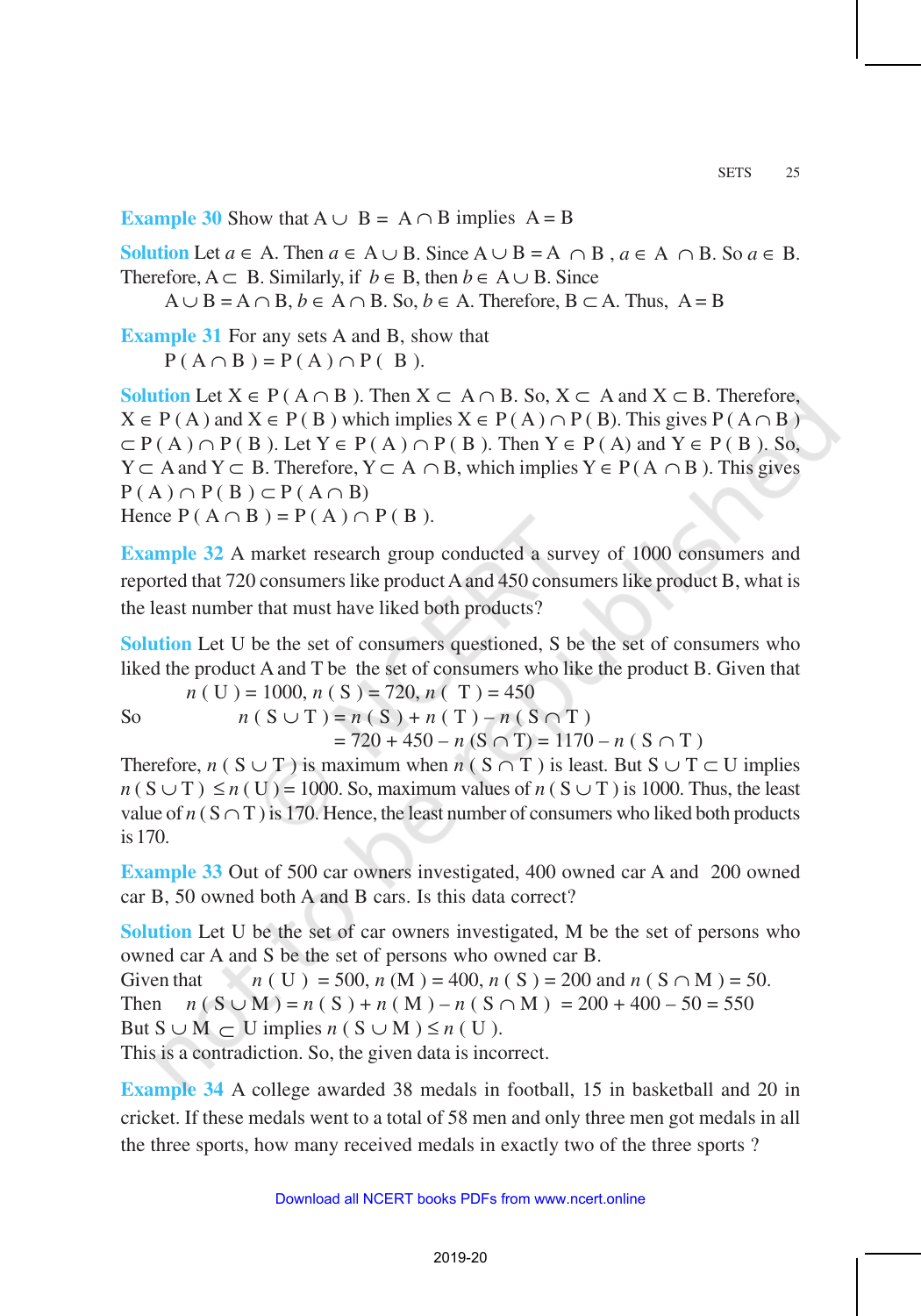**Example 30** Show that $A \cup B = A \cap B$ implies $A = B$

**Solution** Let $a \in A$. Then $a \in A \cup B$. Since $A \cup B = A \cap B$, $a \in A \cap B$. So $a \in B$. Therefore, $A \subset B$. Similarly, if $b \in B$, then $b \in A \cup B$. Since $A \cup B = A \cap B$, $b \in A \cap B$. So, $b \in A$. Therefore, $B \subset A$. Thus, $A = B$

**Example 31** For any sets A and B, show that

$$P(A \cap B) = P(A) \cap P(B).$$

**Solution** Let $X \in P(A \cap B)$. Then $X \subset A \cap B$. So, $X \subset A$ and $X \subset B$. Therefore, $X \in P(A)$ and $X \in P(B)$ which implies $X \in P(A) \cap P(B)$. This gives $P(A \cap B) \subset P(A) \cap P(B)$. Let $Y \in P(A) \cap P(B)$. Then $Y \in P(A)$ and $Y \in P(B)$. So, $Y \subset A$ and $Y \subset B$. Therefore, $Y \subset A \cap B$, which implies $Y \in P(A \cap B)$. This gives $P(A) \cap P(B) \subset P(A \cap B)$

Hence $P(A \cap B) = P(A) \cap P(B)$.

**Example 32** A market research group conducted a survey of 1000 consumers and reported that 720 consumers like product A and 450 consumers like product B, what is the least number that must have liked both products?

**Solution** Let U be the set of consumers questioned, S be the set of consumers who liked the product A and T be the set of consumers who like the product B. Given that

$$n(U) = 1000,\ n(S) = 720,\ n(T) = 450$$

So
$$n(S \cup T) = n(S) + n(T) - n(S \cap T)$$
$$= 720 + 450 - n(S \cap T) = 1170 - n(S \cap T)$$

Therefore, $n(S \cup T)$ is maximum when $n(S \cap T)$ is least. But $S \cup T \subset U$ implies $n(S \cup T) \leq n(U) = 1000$. So, maximum values of $n(S \cup T)$ is 1000. Thus, the least value of $n(S \cap T)$ is 170. Hence, the least number of consumers who liked both products is 170.

**Example 33** Out of 500 car owners investigated, 400 owned car A and 200 owned car B, 50 owned both A and B cars. Is this data correct?

**Solution** Let U be the set of car owners investigated, M be the set of persons who owned car A and S be the set of persons who owned car B.

Given that $n(U) = 500$, $n(M) = 400$, $n(S) = 200$ and $n(S \cap M) = 50$.

Then $n(S \cup M) = n(S) + n(M) - n(S \cap M) = 200 + 400 - 50 = 550$

But $S \cup M \subset U$ implies $n(S \cup M) \leq n(U)$.

This is a contradiction. So, the given data is incorrect.

**Example 34** A college awarded 38 medals in football, 15 in basketball and 20 in cricket. If these medals went to a total of 58 men and only three men got medals in all the three sports, how many received medals in exactly two of the three sports ?

Download all NCERT books PDFs from www.ncert.online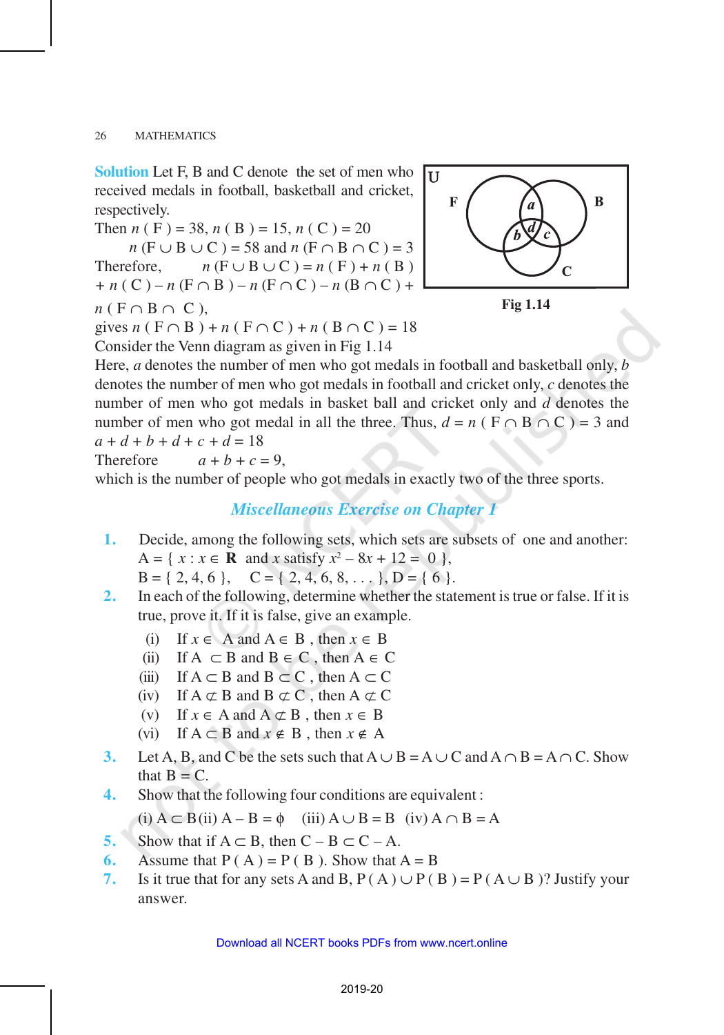**Solution** Let F, B and C denote the set of men who received medals in football, basketball and cricket, respectively.

Then $n(F) = 38$, $n(B) = 15$, $n(C) = 20$

$n(F \cup B \cup C) = 58$ and $n(F \cap B \cap C) = 3$

Therefore, $n(F \cup B \cup C) = n(F) + n(B) + n(C) - n(F \cap B) - n(F \cap C) - n(B \cap C) + n(F \cap B \cap C)$,

gives $n(F \cap B) + n(F \cap C) + n(B \cap C) = 18$

Consider the Venn diagram as given in Fig 1.14

Fig 1.14

Here, $a$ denotes the number of men who got medals in football and basketball only, $b$ denotes the number of men who got medals in football and cricket only, $c$ denotes the number of men who got medals in basket ball and cricket only and $d$ denotes the number of men who got medal in all the three. Thus, $d = n(F \cap B \cap C) = 3$ and $a + d + b + d + c + d = 18$

Therefore $a + b + c = 9$,

which is the number of people who got medals in exactly two of the three sports.

## *Miscellaneous Exercise on Chapter 1*

**1.** Decide, among the following sets, which sets are subsets of one and another:
$A = \{ x : x \in \mathbf{R}$ and $x$ satisfy $x^2 - 8x + 12 = 0 \}$,
$B = \{ 2, 4, 6 \}$, $C = \{ 2, 4, 6, 8, \ldots \}$, $D = \{ 6 \}$.

**2.** In each of the following, determine whether the statement is true or false. If it is true, prove it. If it is false, give an example.

(i) If $x \in A$ and $A \in B$, then $x \in B$
(ii) If $A \subset B$ and $B \in C$, then $A \in C$
(iii) If $A \subset B$ and $B \subset C$, then $A \subset C$
(iv) If $A \not\subset B$ and $B \not\subset C$, then $A \not\subset C$
(v) If $x \in A$ and $A \not\subset B$, then $x \in B$
(vi) If $A \subset B$ and $x \notin B$, then $x \notin A$

**3.** Let A, B, and C be the sets such that $A \cup B = A \cup C$ and $A \cap B = A \cap C$. Show that $B = C$.

**4.** Show that the following four conditions are equivalent :
(i) $A \subset B$ (ii) $A - B = \phi$ (iii) $A \cup B = B$ (iv) $A \cap B = A$

**5.** Show that if $A \subset B$, then $C - B \subset C - A$.

**6.** Assume that $P(A) = P(B)$. Show that $A = B$

**7.** Is it true that for any sets A and B, $P(A) \cup P(B) = P(A \cup B)$? Justify your answer.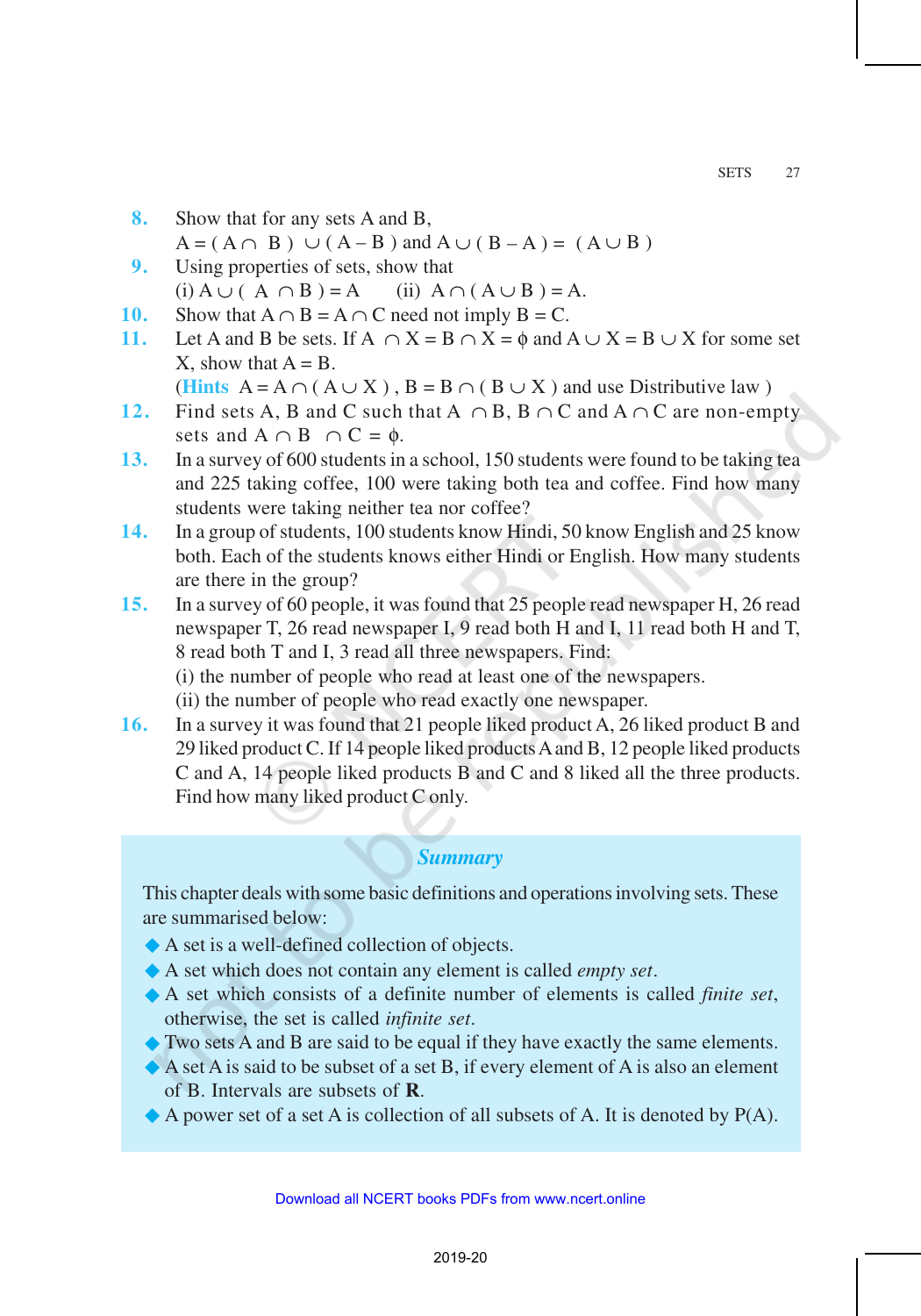8. Show that for any sets A and B,
   $A = (A \cap B) \cup (A - B)$ and $A \cup (B - A) = (A \cup B)$

9. Using properties of sets, show that
   (i) $A \cup (A \cap B) = A$ (ii) $A \cap (A \cup B) = A$.

10. Show that $A \cap B = A \cap C$ need not imply $B = C$.

11. Let A and B be sets. If $A \cap X = B \cap X = \phi$ and $A \cup X = B \cup X$ for some set X, show that $A = B$.
    (**Hints** $A = A \cap (A \cup X)$, $B = B \cap (B \cup X)$ and use Distributive law )

12. Find sets A, B and C such that $A \cap B$, $B \cap C$ and $A \cap C$ are non-empty sets and $A \cap B \cap C = \phi$.

13. In a survey of 600 students in a school, 150 students were found to be taking tea and 225 taking coffee, 100 were taking both tea and coffee. Find how many students were taking neither tea nor coffee?

14. In a group of students, 100 students know Hindi, 50 know English and 25 know both. Each of the students knows either Hindi or English. How many students are there in the group?

15. In a survey of 60 people, it was found that 25 people read newspaper H, 26 read newspaper T, 26 read newspaper I, 9 read both H and I, 11 read both H and T, 8 read both T and I, 3 read all three newspapers. Find:
    (i) the number of people who read at least one of the newspapers.
    (ii) the number of people who read exactly one newspaper.

16. In a survey it was found that 21 people liked product A, 26 liked product B and 29 liked product C. If 14 people liked products A and B, 12 people liked products C and A, 14 people liked products B and C and 8 liked all the three products. Find how many liked product C only.

## *Summary*

This chapter deals with some basic definitions and operations involving sets. These are summarised below:

- A set is a well-defined collection of objects.
- A set which does not contain any element is called *empty set*.
- A set which consists of a definite number of elements is called *finite set*, otherwise, the set is called *infinite set*.
- Two sets A and B are said to be equal if they have exactly the same elements.
- A set A is said to be subset of a set B, if every element of A is also an element of B. Intervals are subsets of **R**.
- A power set of a set A is collection of all subsets of A. It is denoted by P(A).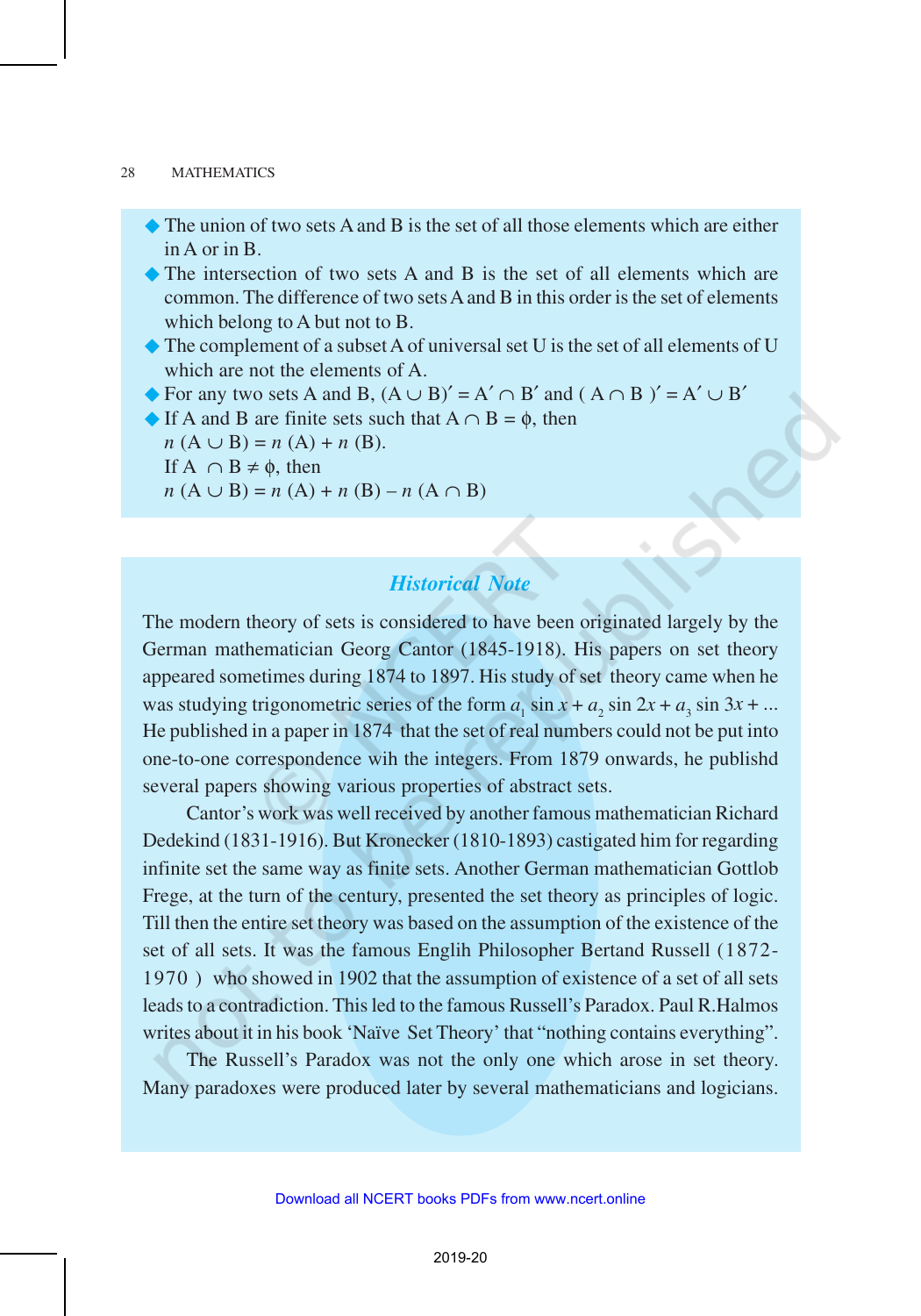- The union of two sets A and B is the set of all those elements which are either in A or in B.
- The intersection of two sets A and B is the set of all elements which are common. The difference of two sets A and B in this order is the set of elements which belong to A but not to B.
- The complement of a subset A of universal set U is the set of all elements of U which are not the elements of A.
- For any two sets A and B, $(A \cup B)' = A' \cap B'$ and $(A \cap B)' = A' \cup B'$
- If A and B are finite sets such that $A \cap B = \phi$, then
  $n(A \cup B) = n(A) + n(B)$.
  If $A \cap B \neq \phi$, then
  $n(A \cup B) = n(A) + n(B) - n(A \cap B)$

## *Historical Note*

The modern theory of sets is considered to have been originated largely by the German mathematician Georg Cantor (1845-1918). His papers on set theory appeared sometimes during 1874 to 1897. His study of set theory came when he was studying trigonometric series of the form $a_1 \sin x + a_2 \sin 2x + a_3 \sin 3x + ...$ He published in a paper in 1874 that the set of real numbers could not be put into one-to-one correspondence wih the integers. From 1879 onwards, he publishd several papers showing various properties of abstract sets.

Cantor's work was well received by another famous mathematician Richard Dedekind (1831-1916). But Kronecker (1810-1893) castigated him for regarding infinite set the same way as finite sets. Another German mathematician Gottlob Frege, at the turn of the century, presented the set theory as principles of logic. Till then the entire set theory was based on the assumption of the existence of the set of all sets. It was the famous Englih Philosopher Bertand Russell (1872-1970 ) who showed in 1902 that the assumption of existence of a set of all sets leads to a contradiction. This led to the famous Russell's Paradox. Paul R.Halmos writes about it in his book 'Naïve Set Theory' that "nothing contains everything".

The Russell's Paradox was not the only one which arose in set theory. Many paradoxes were produced later by several mathematicians and logicians.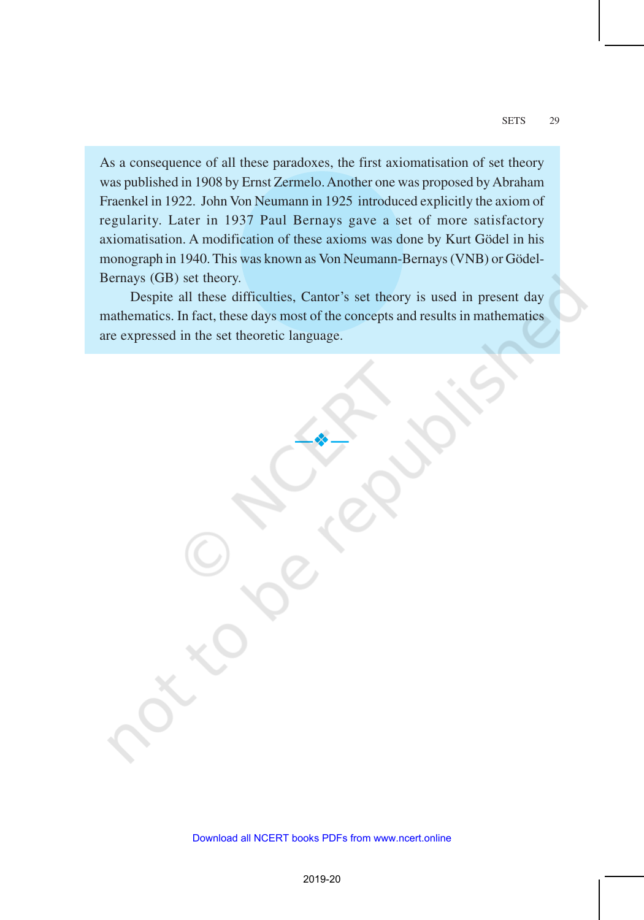As a consequence of all these paradoxes, the first axiomatisation of set theory was published in 1908 by Ernst Zermelo. Another one was proposed by Abraham Fraenkel in 1922. John Von Neumann in 1925 introduced explicitly the axiom of regularity. Later in 1937 Paul Bernays gave a set of more satisfactory axiomatisation. A modification of these axioms was done by Kurt Gödel in his monograph in 1940. This was known as Von Neumann-Bernays (VNB) or Gödel-Bernays (GB) set theory.

Despite all these difficulties, Cantor's set theory is used in present day mathematics. In fact, these days most of the concepts and results in mathematics are expressed in the set theoretic language.

—❖—